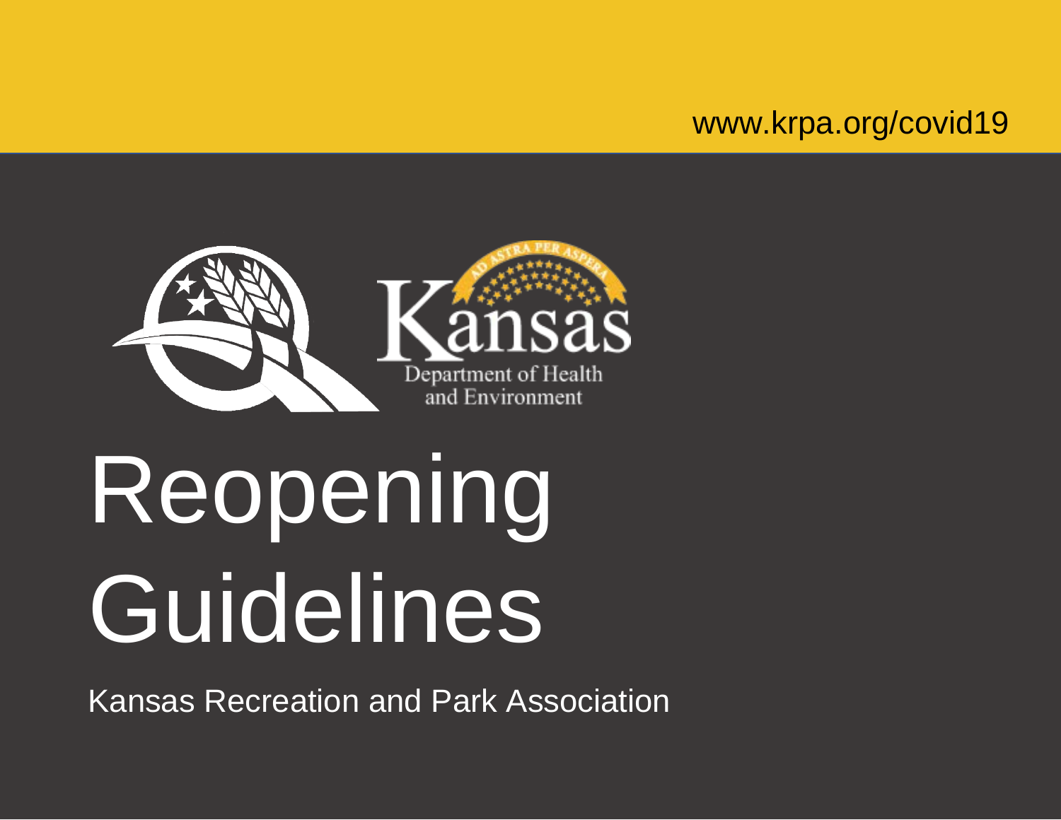www.krpa.org/covid19

Kansas Department of Health and Environment

# Reopening Guidelines

Kansas Recreation and Park Association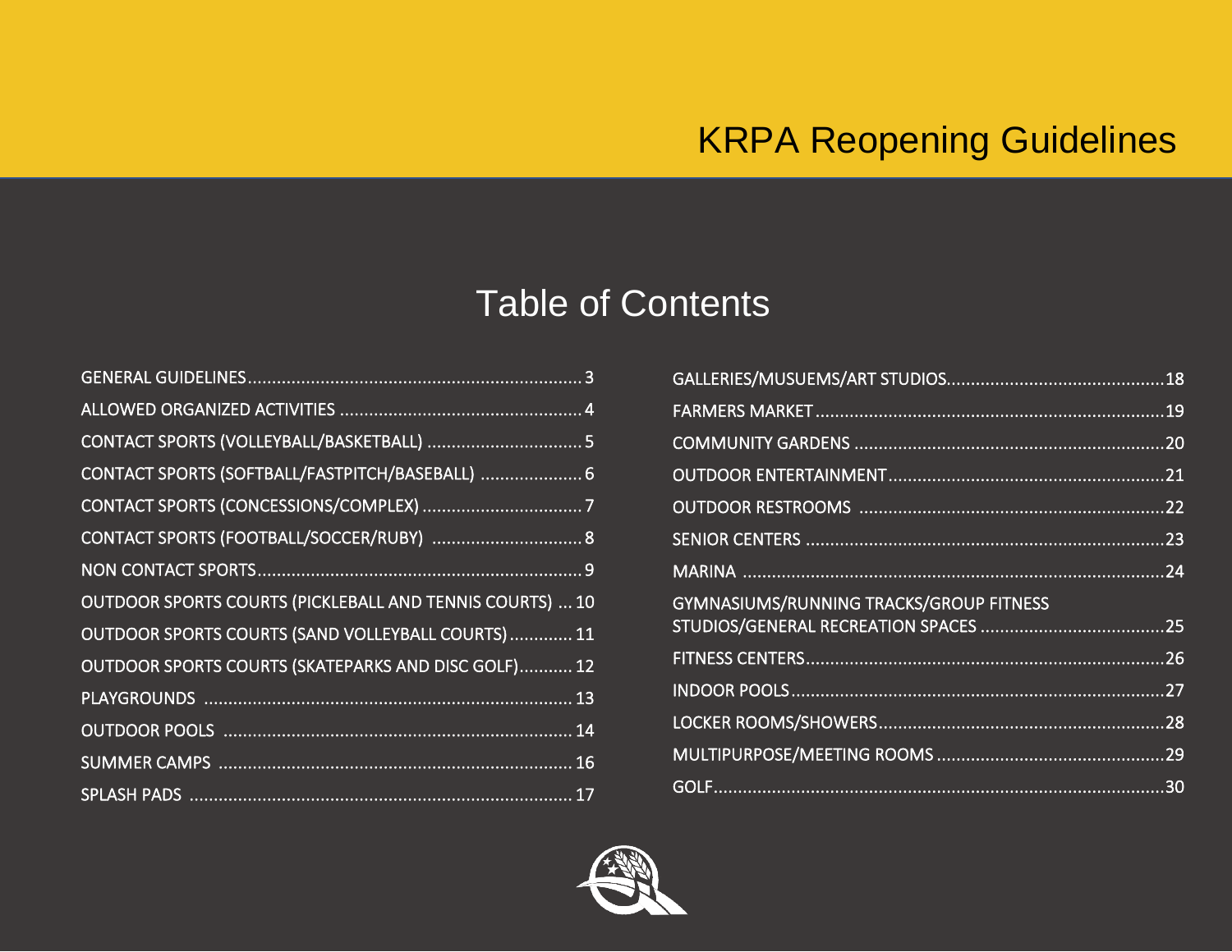KRPA Reopening Guidelines

# Table of Contents

- GENERAL GUIDELINES ........ 3
- ALLOWED ORGANIZED ACTIVITIES ........ 4
- CONTACT SPORTS (VOLLEYBALL/BASKETBALL) ........ 5
- CONTACT SPORTS (SOFTBALL/FASTPITCH/BASEBALL) ........ 6
- CONTACT SPORTS (CONCESSIONS/COMPLEX) ........ 7
- CONTACT SPORTS (FOOTBALL/SOCCER/RUBY) ........ 8
- NON CONTACT SPORTS ........ 9
- OUTDOOR SPORTS COURTS (PICKLEBALL AND TENNIS COURTS) ........ 10
- OUTDOOR SPORTS COURTS (SAND VOLLEYBALL COURTS) ........ 11
- OUTDOOR SPORTS COURTS (SKATEPARKS AND DISC GOLF) ........ 12
- PLAYGROUNDS ........ 13
- OUTDOOR POOLS ........ 14
- SUMMER CAMPS ........ 16
- SPLASH PADS ........ 17
- GALLERIES/MUSUEMS/ART STUDIOS ........ 18
- FARMERS MARKET ........ 19
- COMMUNITY GARDENS ........ 20
- OUTDOOR ENTERTAINMENT ........ 21
- OUTDOOR RESTROOMS ........ 22
- SENIOR CENTERS ........ 23
- MARINA ........ 24
- GYMNASIUMS/RUNNING TRACKS/GROUP FITNESS STUDIOS/GENERAL RECREATION SPACES ........ 25
- FITNESS CENTERS ........ 26
- INDOOR POOLS ........ 27
- LOCKER ROOMS/SHOWERS ........ 28
- MULTIPURPOSE/MEETING ROOMS ........ 29
- GOLF ........ 30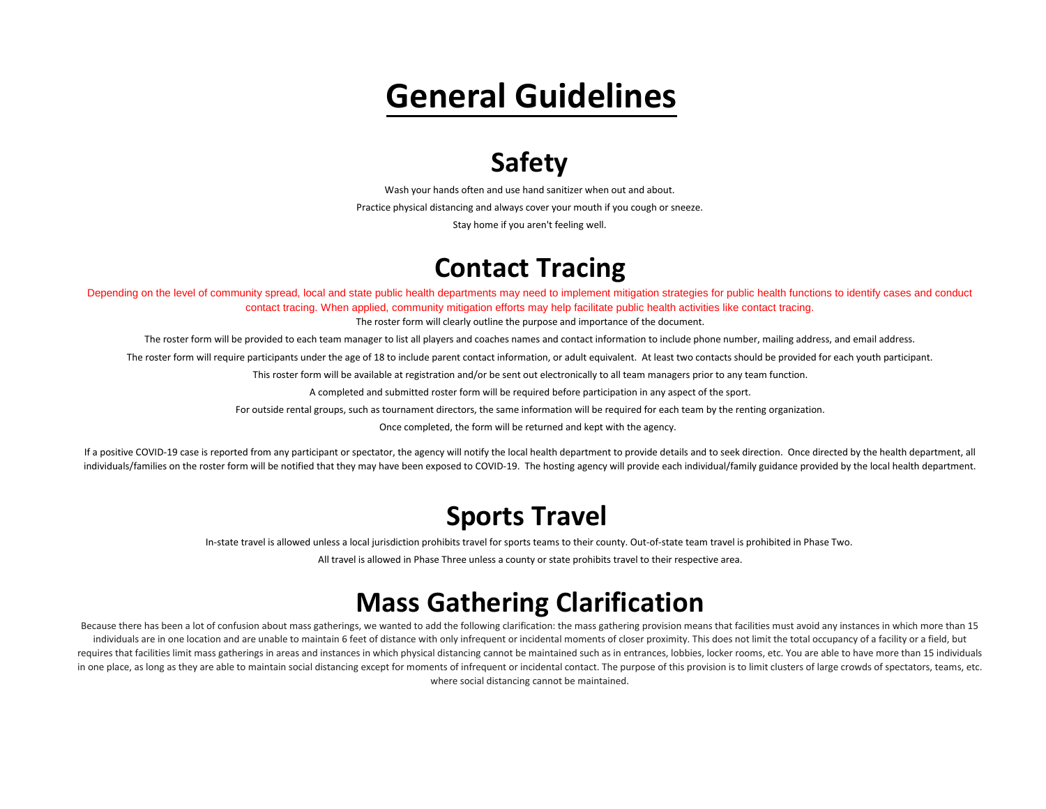# General Guidelines

## Safety

Wash your hands often and use hand sanitizer when out and about.

Practice physical distancing and always cover your mouth if you cough or sneeze.

Stay home if you aren't feeling well.

## Contact Tracing

Depending on the level of community spread, local and state public health departments may need to implement mitigation strategies for public health functions to identify cases and conduct contact tracing. When applied, community mitigation efforts may help facilitate public health activities like contact tracing.

The roster form will clearly outline the purpose and importance of the document.

The roster form will be provided to each team manager to list all players and coaches names and contact information to include phone number, mailing address, and email address.

The roster form will require participants under the age of 18 to include parent contact information, or adult equivalent. At least two contacts should be provided for each youth participant.

This roster form will be available at registration and/or be sent out electronically to all team managers prior to any team function.

A completed and submitted roster form will be required before participation in any aspect of the sport.

For outside rental groups, such as tournament directors, the same information will be required for each team by the renting organization.

Once completed, the form will be returned and kept with the agency.

If a positive COVID-19 case is reported from any participant or spectator, the agency will notify the local health department to provide details and to seek direction. Once directed by the health department, all individuals/families on the roster form will be notified that they may have been exposed to COVID-19. The hosting agency will provide each individual/family guidance provided by the local health department.

## Sports Travel

In-state travel is allowed unless a local jurisdiction prohibits travel for sports teams to their county. Out-of-state team travel is prohibited in Phase Two.

All travel is allowed in Phase Three unless a county or state prohibits travel to their respective area.

## Mass Gathering Clarification

Because there has been a lot of confusion about mass gatherings, we wanted to add the following clarification: the mass gathering provision means that facilities must avoid any instances in which more than 15 individuals are in one location and are unable to maintain 6 feet of distance with only infrequent or incidental moments of closer proximity. This does not limit the total occupancy of a facility or a field, but requires that facilities limit mass gatherings in areas and instances in which physical distancing cannot be maintained such as in entrances, lobbies, locker rooms, etc. You are able to have more than 15 individuals in one place, as long as they are able to maintain social distancing except for moments of infrequent or incidental contact. The purpose of this provision is to limit clusters of large crowds of spectators, teams, etc. where social distancing cannot be maintained.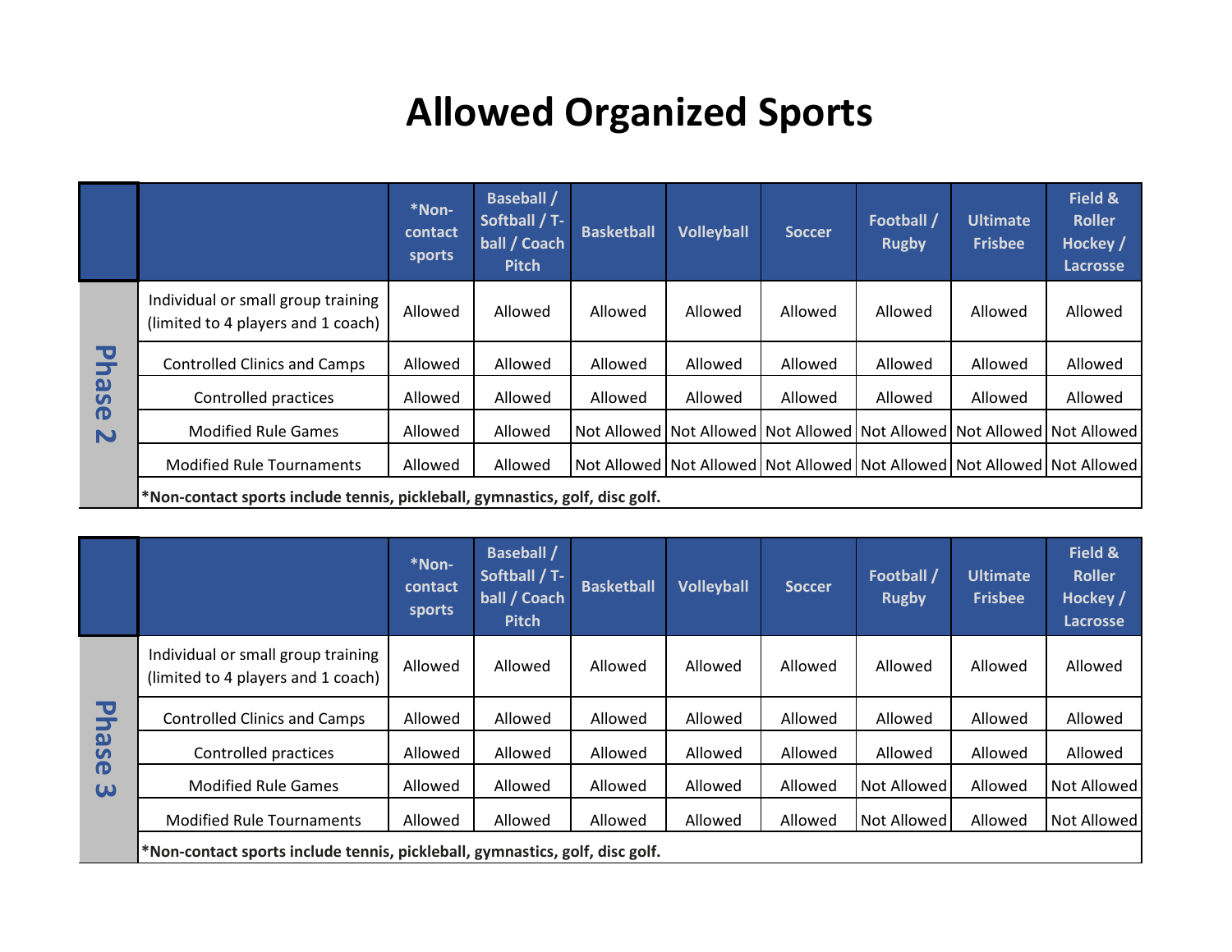# Allowed Organized Sports

## Phase 2

| | *Non-contact sports | Baseball / Softball / T-ball / Coach Pitch | Basketball | Volleyball | Soccer | Football / Rugby | Ultimate Frisbee | Field & Roller Hockey / Lacrosse |
|---|---|---|---|---|---|---|---|---|
| Individual or small group training (limited to 4 players and 1 coach) | Allowed | Allowed | Allowed | Allowed | Allowed | Allowed | Allowed | Allowed |
| Controlled Clinics and Camps | Allowed | Allowed | Allowed | Allowed | Allowed | Allowed | Allowed | Allowed |
| Controlled practices | Allowed | Allowed | Allowed | Allowed | Allowed | Allowed | Allowed | Allowed |
| Modified Rule Games | Allowed | Allowed | Not Allowed | Not Allowed | Not Allowed | Not Allowed | Not Allowed | Not Allowed |
| Modified Rule Tournaments | Allowed | Allowed | Not Allowed | Not Allowed | Not Allowed | Not Allowed | Not Allowed | Not Allowed |

***Non-contact sports include tennis, pickleball, gymnastics, golf, disc golf.**

## Phase 3

| | *Non-contact sports | Baseball / Softball / T-ball / Coach Pitch | Basketball | Volleyball | Soccer | Football / Rugby | Ultimate Frisbee | Field & Roller Hockey / Lacrosse |
|---|---|---|---|---|---|---|---|---|
| Individual or small group training (limited to 4 players and 1 coach) | Allowed | Allowed | Allowed | Allowed | Allowed | Allowed | Allowed | Allowed |
| Controlled Clinics and Camps | Allowed | Allowed | Allowed | Allowed | Allowed | Allowed | Allowed | Allowed |
| Controlled practices | Allowed | Allowed | Allowed | Allowed | Allowed | Allowed | Allowed | Allowed |
| Modified Rule Games | Allowed | Allowed | Allowed | Allowed | Allowed | Not Allowed | Allowed | Not Allowed |
| Modified Rule Tournaments | Allowed | Allowed | Allowed | Allowed | Allowed | Not Allowed | Allowed | Not Allowed |

***Non-contact sports include tennis, pickleball, gymnastics, golf, disc golf.**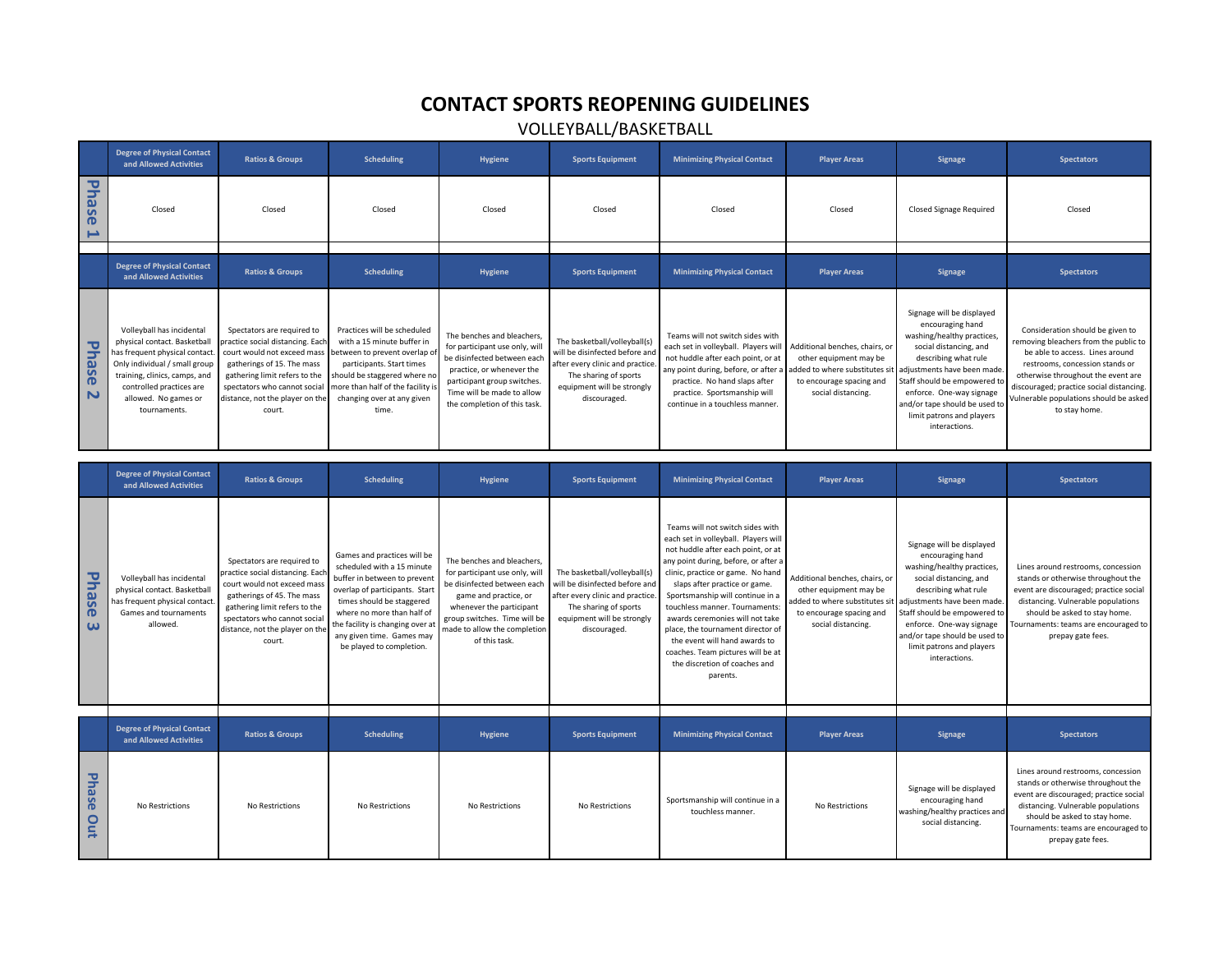# CONTACT SPORTS REOPENING GUIDELINES

VOLLEYBALL/BASKETBALL

| | Degree of Physical Contact and Allowed Activities | Ratios & Groups | Scheduling | Hygiene | Sports Equipment | Minimizing Physical Contact | Player Areas | Signage | Spectators |
|---|---|---|---|---|---|---|---|---|---|
| Phase 1 | Closed | Closed | Closed | Closed | Closed | Closed | Closed | Closed Signage Required | Closed |
| Phase 2 | Volleyball has incidental physical contact. Basketball has frequent physical contact. Only individual / small group training, clinics, camps, and controlled practices are allowed. No games or tournaments. | Spectators are required to practice social distancing. Each court would not exceed mass gatherings of 15. The mass gathering limit refers to the spectators who cannot social distance, not the player on the court. | Practices will be scheduled with a 15 minute buffer in between to prevent overlap of participants. Start times should be staggered where no more than half of the facility is changing over at any given time. | The benches and bleachers, for participant use only, will be disinfected between each practice, or whenever the participant group switches. Time will be made to allow the completion of this task. | The basketball/volleyball(s) will be disinfected before and after every clinic and practice. The sharing of sports equipment will be strongly discouraged. | Teams will not switch sides with each set in volleyball. Players will not huddle after each point, or at any point during, before, or after a practice. No hand slaps after practice. Sportsmanship will continue in a touchless manner. | Additional benches, chairs, or other equipment may be added to where substitutes sit to encourage spacing and social distancing. | Signage will be displayed encouraging hand washing/healthy practices, social distancing, and describing what rule adjustments have been made. Staff should be empowered to enforce. One-way signage and/or tape should be used to limit patrons and players interactions. | Consideration should be given to removing bleachers from the public to be able to access. Lines around restrooms, concession stands or otherwise throughout the event are discouraged; practice social distancing. Vulnerable populations should be asked to stay home. |
| Phase 3 | Volleyball has incidental physical contact. Basketball has frequent physical contact. Games and tournaments allowed. | Spectators are required to practice social distancing. Each court would not exceed mass gatherings of 45. The mass gathering limit refers to the spectators who cannot social distance, not the player on the court. | Games and practices will be scheduled with a 15 minute buffer in between to prevent overlap of participants. Start times should be staggered where no more than half of the facility is changing over at any given time. Games may be played to completion. | The benches and bleachers, for participant use only, will be disinfected between each game and practice, or whenever the participant group switches. Time will be made to allow the completion of this task. | The basketball/volleyball(s) will be disinfected before and after every clinic and practice. The sharing of sports equipment will be strongly discouraged. | Teams will not switch sides with each set in volleyball. Players will not huddle after each point, or at any point during, before, or after a clinic, practice or game. No hand slaps after practice or game. Sportsmanship will continue in a touchless manner. Tournaments: awards ceremonies will not take place, the tournament director of the event will hand awards to coaches. Team pictures will be at the discretion of coaches and parents. | Additional benches, chairs, or other equipment may be added to where substitutes sit to encourage spacing and social distancing. | Signage will be displayed encouraging hand washing/healthy practices, social distancing, and describing what rule adjustments have been made. Staff should be empowered to enforce. One-way signage and/or tape should be used to limit patrons and players interactions. | Lines around restrooms, concession stands or otherwise throughout the event are discouraged; practice social distancing. Vulnerable populations should be asked to stay home. Tournaments: teams are encouraged to prepay gate fees. |
| Phase Out | No Restrictions | No Restrictions | No Restrictions | No Restrictions | No Restrictions | Sportsmanship will continue in a touchless manner. | No Restrictions | Signage will be displayed encouraging hand washing/healthy practices and social distancing. | Lines around restrooms, concession stands or otherwise throughout the event are discouraged; practice social distancing. Vulnerable populations should be asked to stay home. Tournaments: teams are encouraged to prepay gate fees. |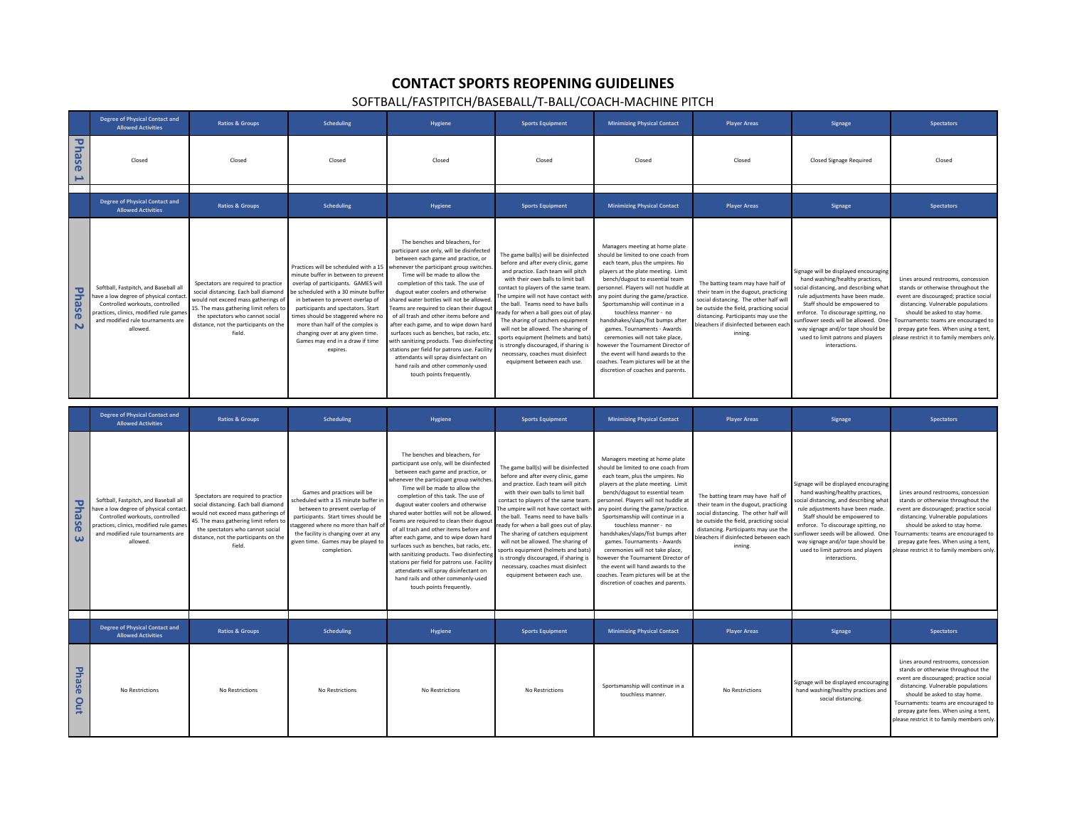# CONTACT SPORTS REOPENING GUIDELINES

## SOFTBALL/FASTPITCH/BASEBALL/T-BALL/COACH-MACHINE PITCH

| | Degree of Physical Contact and Allowed Activities | Ratios & Groups | Scheduling | Hygiene | Sports Equipment | Minimizing Physical Contact | Player Areas | Signage | Spectators |
|---|---|---|---|---|---|---|---|---|---|
| Phase 1 | Closed | Closed | Closed | Closed | Closed | Closed | Closed | Closed Signage Required | Closed |
| Phase 2 | Softball, Fastpitch, and Baseball all have a low degree of physical contact. Controlled workouts, controlled practices, clinics, modified rule games and modified rule tournaments are allowed. | Spectators are required to practice social distancing. Each ball diamond would not exceed mass gatherings of 15. The mass gathering limit refers to the spectators who cannot social distance, not the participants on the field. | Practices will be scheduled with a 15 minute buffer in between to prevent overlap of participants. GAMES will be scheduled with a 30 minute buffer in between to prevent overlap of participants and spectators. Start times should be staggered where no more than half of the complex is changing over at any given time. Games may end in a draw if time expires. | The benches and bleachers, for participant use only, will be disinfected between each game and practice, or whenever the participant group switches. Time will be made to allow the completion of this task. The use of dugout water coolers and otherwise shared water bottles will not be allowed. Teams are required to clean their dugout of all trash and other items before and after each game, and to wipe down hard surfaces such as benches, bat racks, etc. with sanitizing products. Two disinfecting stations per field for patrons use. Facility attendants will spray disinfectant on hand rails and other commonly-used touch points frequently. | The game ball(s) will be disinfected before and after every clinic, game and practice. Each team will pitch with their own balls to limit ball contact to players of the same team. The umpire will not have contact with the ball. Teams need to have balls ready for when a ball goes out of play. The sharing of catchers equipment will not be allowed. The sharing of sports equipment (helmets and bats) is strongly discouraged, if sharing is necessary, coaches must disinfect equipment between each use. | Managers meeting at home plate should be limited to one coach from each team, plus the umpires. No players at the plate meeting. Limit bench/dugout to essential team personnel. Players will not huddle at any point during the game/practice. Sportsmanship will continue in a touchless manner - no handshakes/slaps/fist bumps after games. Tournaments - Awards ceremonies will not take place, however the Tournament Director of the event will hand awards to the coaches. Team pictures will be at the discretion of coaches and parents. | The batting team may have half of their team in the dugout, practicing social distancing. The other half will be outside the field, practicing social distancing. Participants may use the bleachers if disinfected between each inning. | Signage will be displayed encouraging hand washing/healthy practices, social distancing, and describing what rule adjustments have been made. Staff should be empowered to enforce. To discourage spitting, no sunflower seeds will be allowed. One-way signage and/or tape should be used to limit patrons and players interactions. | Lines around restrooms, concession stands or otherwise throughout the event are discouraged; practice social distancing. Vulnerable populations should be asked to stay home. Tournaments: teams are encouraged to prepay gate fees. When using a tent, please restrict it to family members only. |
| Phase 3 | Softball, Fastpitch, and Baseball all have a low degree of physical contact. Controlled workouts, controlled practices, clinics, modified rule games and modified rule tournaments are allowed. | Spectators are required to practice social distancing. Each ball diamond would not exceed mass gatherings of 45. The mass gathering limit refers to the spectators who cannot social distance, not the participants on the field. | Games and practices will be scheduled with a 15 minute buffer in between to prevent overlap of participants. Start times should be staggered where no more than half of the facility is changing over at any given time. Games may be played to completion. | The benches and bleachers, for participant use only, will be disinfected between each game and practice, or whenever the participant group switches. Time will be made to allow the completion of this task. The use of dugout water coolers and otherwise shared water bottles will not be allowed. Teams are required to clean their dugout of all trash and other items before and after each game, and to wipe down hard surfaces such as benches, bat racks, etc. with sanitizing products. Two disinfecting stations per field for patrons use. Facility attendants will spray disinfectant on hand rails and other commonly-used touch points frequently. | The game ball(s) will be disinfected before and after every clinic, game and practice. Each team will pitch with their own balls to limit ball contact to players of the same team. The umpire will not have contact with the ball. Teams need to have balls ready for when a ball goes out of play. The sharing of catchers equipment will not be allowed. The sharing of sports equipment (helmets and bats) is strongly discouraged, if sharing is necessary, coaches must disinfect equipment between each use. | Managers meeting at home plate should be limited to one coach from each team, plus the umpires. No players at the plate meeting. Limit bench/dugout to essential team personnel. Players will not huddle at any point during the game/practice. Sportsmanship will continue in a touchless manner - no handshakes/slaps/fist bumps after games. Tournaments - Awards ceremonies will not take place, however the Tournament Director of the event will hand awards to the coaches. Team pictures will be at the discretion of coaches and parents. | The batting team may have half of their team in the dugout, practicing social distancing. The other half will be outside the field, practicing social distancing. Participants may use the bleachers if disinfected between each inning. | Signage will be displayed encouraging hand washing/healthy practices, social distancing, and describing what rule adjustments have been made. Staff should be empowered to enforce. To discourage spitting, no sunflower seeds will be allowed. One-way signage and/or tape should be used to limit patrons and players interactions. | Lines around restrooms, concession stands or otherwise throughout the event are discouraged; practice social distancing. Vulnerable populations should be asked to stay home. Tournaments: teams are encouraged to prepay gate fees. When using a tent, please restrict it to family members only. |
| Phase Out | No Restrictions | No Restrictions | No Restrictions | No Restrictions | No Restrictions | Sportsmanship will continue in a touchless manner. | No Restrictions | Signage will be displayed encouraging hand washing/healthy practices and social distancing. | Lines around restrooms, concession stands or otherwise throughout the event are discouraged; practice social distancing. Vulnerable populations should be asked to stay home. Tournaments: teams are encouraged to prepay gate fees. When using a tent, please restrict it to family members only. |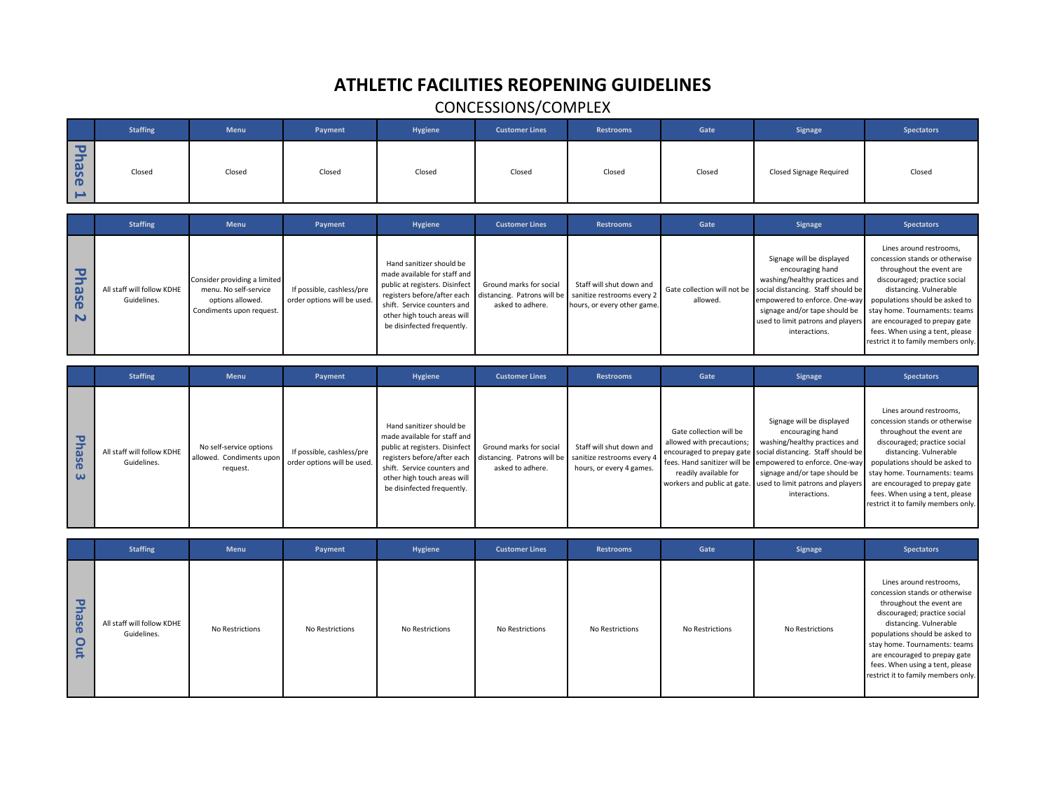# ATHLETIC FACILITIES REOPENING GUIDELINES

## CONCESSIONS/COMPLEX

| | Staffing | Menu | Payment | Hygiene | Customer Lines | Restrooms | Gate | Signage | Spectators |
|---|---|---|---|---|---|---|---|---|---|
| Phase 1 | Closed | Closed | Closed | Closed | Closed | Closed | Closed | Closed Signage Required | Closed |

| | Staffing | Menu | Payment | Hygiene | Customer Lines | Restrooms | Gate | Signage | Spectators |
|---|---|---|---|---|---|---|---|---|---|
| Phase 2 | All staff will follow KDHE Guidelines. | Consider providing a limited menu. No self-service options allowed. Condiments upon request. | If possible, cashless/pre order options will be used. | Hand sanitizer should be made available for staff and public at registers. Disinfect registers before/after each shift. Service counters and other high touch areas will be disinfected frequently. | Ground marks for social distancing. Patrons will be asked to adhere. | Staff will shut down and sanitize restrooms every 2 hours, or every other game. | Gate collection will not be allowed. | Signage will be displayed encouraging hand washing/healthy practices and social distancing. Staff should be empowered to enforce. One-way signage and/or tape should be used to limit patrons and players interactions. | Lines around restrooms, concession stands or otherwise throughout the event are discouraged; practice social distancing. Vulnerable populations should be asked to stay home. Tournaments: teams are encouraged to prepay gate fees. When using a tent, please restrict it to family members only. |

| | Staffing | Menu | Payment | Hygiene | Customer Lines | Restrooms | Gate | Signage | Spectators |
|---|---|---|---|---|---|---|---|---|---|
| Phase 3 | All staff will follow KDHE Guidelines. | No self-service options allowed. Condiments upon request. | If possible, cashless/pre order options will be used. | Hand sanitizer should be made available for staff and public at registers. Disinfect registers before/after each shift. Service counters and other high touch areas will be disinfected frequently. | Ground marks for social distancing. Patrons will be asked to adhere. | Staff will shut down and sanitize restrooms every 4 hours, or every 4 games. | Gate collection will be allowed with precautions; encouraged to prepay gate fees. Hand sanitizer will be readily available for workers and public at gate. | Signage will be displayed encouraging hand washing/healthy practices and social distancing. Staff should be empowered to enforce. One-way signage and/or tape should be used to limit patrons and players interactions. | Lines around restrooms, concession stands or otherwise throughout the event are discouraged; practice social distancing. Vulnerable populations should be asked to stay home. Tournaments: teams are encouraged to prepay gate fees. When using a tent, please restrict it to family members only. |

| | Staffing | Menu | Payment | Hygiene | Customer Lines | Restrooms | Gate | Signage | Spectators |
|---|---|---|---|---|---|---|---|---|---|
| Phase Out | All staff will follow KDHE Guidelines. | No Restrictions | No Restrictions | No Restrictions | No Restrictions | No Restrictions | No Restrictions | No Restrictions | Lines around restrooms, concession stands or otherwise throughout the event are discouraged; practice social distancing. Vulnerable populations should be asked to stay home. Tournaments: teams are encouraged to prepay gate fees. When using a tent, please restrict it to family members only. |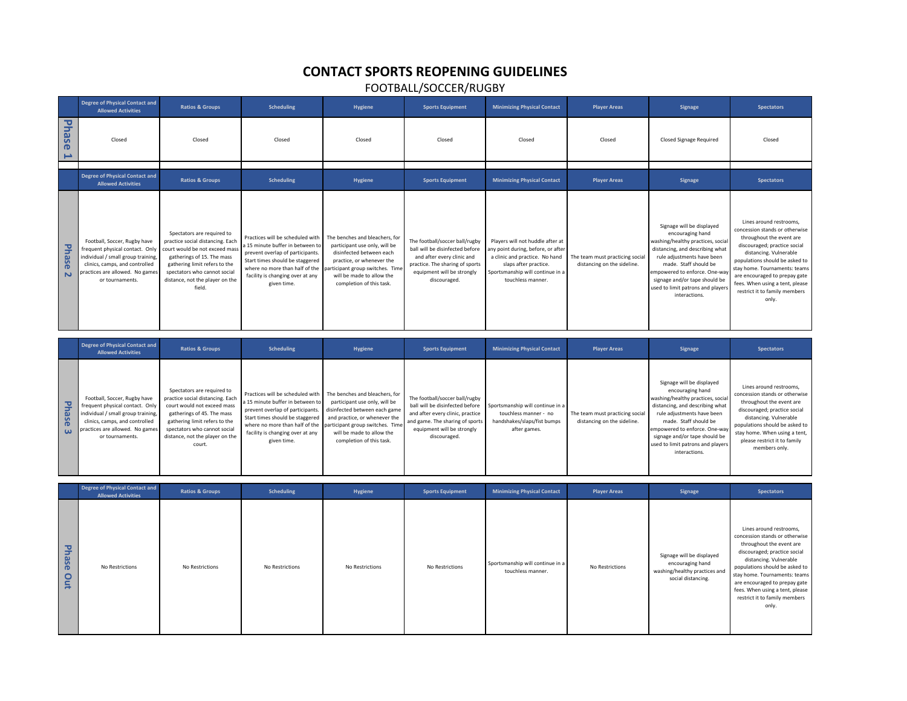# CONTACT SPORTS REOPENING GUIDELINES

FOOTBALL/SOCCER/RUGBY

| | Degree of Physical Contact and Allowed Activities | Ratios & Groups | Scheduling | Hygiene | Sports Equipment | Minimizing Physical Contact | Player Areas | Signage | Spectators |
|---|---|---|---|---|---|---|---|---|---|
| Phase 1 | Closed | Closed | Closed | Closed | Closed | Closed | Closed | Closed Signage Required | Closed |

| | Degree of Physical Contact and Allowed Activities | Ratios & Groups | Scheduling | Hygiene | Sports Equipment | Minimizing Physical Contact | Player Areas | Signage | Spectators |
|---|---|---|---|---|---|---|---|---|---|
| Phase 2 | Football, Soccer, Rugby have frequent physical contact. Only individual / small group training, clinics, camps, and controlled practices are allowed. No games or tournaments. | Spectators are required to practice social distancing. Each court would be not exceed mass gatherings of 15. The mass gathering limit refers to the spectators who cannot social distance, not the player on the field. | Practices will be scheduled with a 15 minute buffer in between to prevent overlap of participants. Start times should be staggered where no more than half of the facility is changing over at any given time. | The benches and bleachers, for participant use only, will be disinfected between each practice, or whenever the participant group switches. Time will be made to allow the completion of this task. | The football/soccer ball/rugby ball will be disinfected before and after every clinic and practice. The sharing of sports equipment will be strongly discouraged. | Players will not huddle after at any point during, before, or after a clinic and practice. No hand slaps after practice. Sportsmanship will continue in a touchless manner. | The team must practicing social distancing on the sideline. | Signage will be displayed encouraging hand washing/healthy practices, social distancing, and describing what rule adjustments have been made. Staff should be empowered to enforce. One-way signage and/or tape should be used to limit patrons and players interactions. | Lines around restrooms, concession stands or otherwise throughout the event are discouraged; practice social distancing. Vulnerable populations should be asked to stay home. Tournaments: teams are encouraged to prepay gate fees. When using a tent, please restrict it to family members only. |

| | Degree of Physical Contact and Allowed Activities | Ratios & Groups | Scheduling | Hygiene | Sports Equipment | Minimizing Physical Contact | Player Areas | Signage | Spectators |
|---|---|---|---|---|---|---|---|---|---|
| Phase 3 | Football, Soccer, Rugby have frequent physical contact. Only individual / small group training, clinics, camps, and controlled practices are allowed. No games or tournaments. | Spectators are required to practice social distancing. Each court would not exceed mass gatherings of 45. The mass gathering limit refers to the spectators who cannot social distance, not the player on the court. | Practices will be scheduled with a 15 minute buffer in between to prevent overlap of participants. Start times should be staggered where no more than half of the facility is changing over at any given time. | The benches and bleachers, for participant use only, will be disinfected between each game and practice, or whenever the participant group switches. Time will be made to allow the completion of this task. | The football/soccer ball/rugby ball will be disinfected before and after every clinic, practice and game. The sharing of sports equipment will be strongly discouraged. | Sportsmanship will continue in a touchless manner - no handshakes/slaps/fist bumps after games. | The team must practicing social distancing on the sideline. | Signage will be displayed encouraging hand washing/healthy practices, social distancing, and describing what rule adjustments have been made. Staff should be empowered to enforce. One-way signage and/or tape should be used to limit patrons and players interactions. | Lines around restrooms, concession stands or otherwise throughout the event are discouraged; practice social distancing. Vulnerable populations should be asked to stay home. When using a tent, please restrict it to family members only. |

| | Degree of Physical Contact and Allowed Activities | Ratios & Groups | Scheduling | Hygiene | Sports Equipment | Minimizing Physical Contact | Player Areas | Signage | Spectators |
|---|---|---|---|---|---|---|---|---|---|
| Phase Out | No Restrictions | No Restrictions | No Restrictions | No Restrictions | No Restrictions | Sportsmanship will continue in a touchless manner. | No Restrictions | Signage will be displayed encouraging hand washing/healthy practices and social distancing. | Lines around restrooms, concession stands or otherwise throughout the event are discouraged; practice social distancing. Vulnerable populations should be asked to stay home. Tournaments: teams are encouraged to prepay gate fees. When using a tent, please restrict it to family members only. |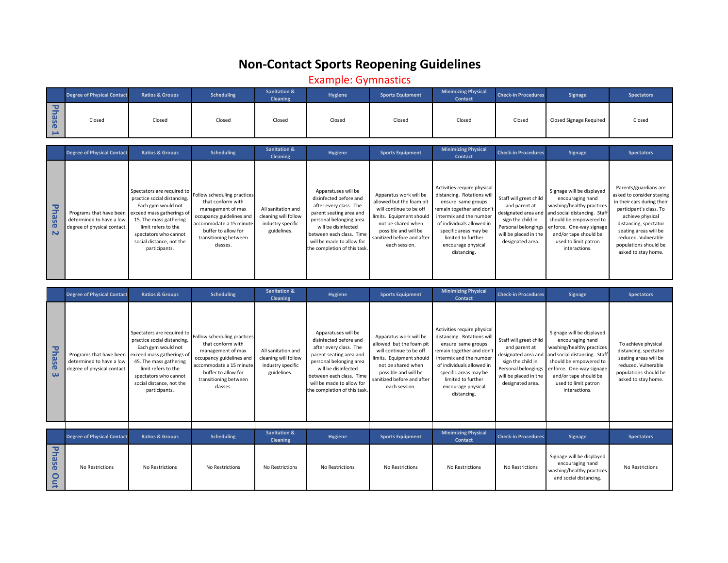# Non-Contact Sports Reopening Guidelines

## Example: Gymnastics

| | Degree of Physical Contact | Ratios & Groups | Scheduling | Sanitation & Cleaning | Hygiene | Sports Equipment | Minimizing Physical Contact | Check-in Procedures | Signage | Spectators |
|---|---|---|---|---|---|---|---|---|---|---|
| Phase 1 | Closed | Closed | Closed | Closed | Closed | Closed | Closed | Closed | Closed Signage Required | Closed |

| | Degree of Physical Contact | Ratios & Groups | Scheduling | Sanitation & Cleaning | Hygiene | Sports Equipment | Minimizing Physical Contact | Check-in Procedures | Signage | Spectators |
|---|---|---|---|---|---|---|---|---|---|---|
| Phase 2 | Programs that have been determined to have a low degree of physical contact. | Spectators are required to practice social distancing. Each gym would not exceed mass gatherings of 15. The mass gathering limit refers to the spectators who cannot social distance, not the participants. | Follow scheduling practices that conform with management of max occupancy guidelines and accommodate a 15 minute buffer to allow for transitioning between classes. | All sanitation and cleaning will follow industry specific guidelines. | Apparatuses will be disinfected before and after every class. The parent seating area and personal belonging area will be disinfected between each class. Time will be made to allow for the completion of this task. | Apparatus work will be allowed but the foam pit will continue to be off limits. Equipment should not be shared when possible and will be sanitized before and after each session. | Activities require physical distancing. Rotations will ensure same groups remain together and don't intermix and the number of individuals allowed in specific areas may be limited to further encourage physical distancing. | Staff will greet child and parent at designated area and sign the child in. Personal belongings will be placed in the designated area. | Signage will be displayed encouraging hand washing/healthy practices and social distancing. Staff should be empowered to enforce. One-way signage and/or tape should be used to limit patron interactions. | Parents/guardians are asked to consider staying in their cars during their participant's class. To achieve physical distancing, spectator seating areas will be reduced. Vulnerable populations should be asked to stay home. |

| | Degree of Physical Contact | Ratios & Groups | Scheduling | Sanitation & Cleaning | Hygiene | Sports Equipment | Minimizing Physical Contact | Check-in Procedures | Signage | Spectators |
|---|---|---|---|---|---|---|---|---|---|---|
| Phase 3 | Programs that have been determined to have a low degree of physical contact. | Spectators are required to practice social distancing. Each gym would not exceed mass gatherings of 45. The mass gathering limit refers to the spectators who cannot social distance, not the participants. | Follow scheduling practices that conform with management of max occupancy guidelines and accommodate a 15 minute buffer to allow for transitioning between classes. | All sanitation and cleaning will follow industry specific guidelines. | Apparatuses will be disinfected before and after every class. The parent seating area and personal belonging area will be disinfected between each class. Time will be made to allow for the completion of this task. | Apparatus work will be allowed but the foam pit will continue to be off limits. Equipment should not be shared when possible and will be sanitized before and after each session. | Activities require physical distancing. Rotations will ensure same groups remain together and don't intermix and the number of individuals allowed in specific areas may be limited to further encourage physical distancing. | Staff will greet child and parent at designated area and sign the child in. Personal belongings will be placed in the designated area. | Signage will be displayed encouraging hand washing/healthy practices and social distancing. Staff should be empowered to enforce. One-way signage and/or tape should be used to limit patron interactions. | To achieve physical distancing, spectator seating areas will be reduced. Vulnerable populations should be asked to stay home. |

| | Degree of Physical Contact | Ratios & Groups | Scheduling | Sanitation & Cleaning | Hygiene | Sports Equipment | Minimizing Physical Contact | Check-in Procedures | Signage | Spectators |
|---|---|---|---|---|---|---|---|---|---|---|
| Phase Out | No Restrictions | No Restrictions | No Restrictions | No Restrictions | No Restrictions | No Restrictions | No Restrictions | No Restrictions | Signage will be displayed encouraging hand washing/healthy practices and social distancing. | No Restrictions |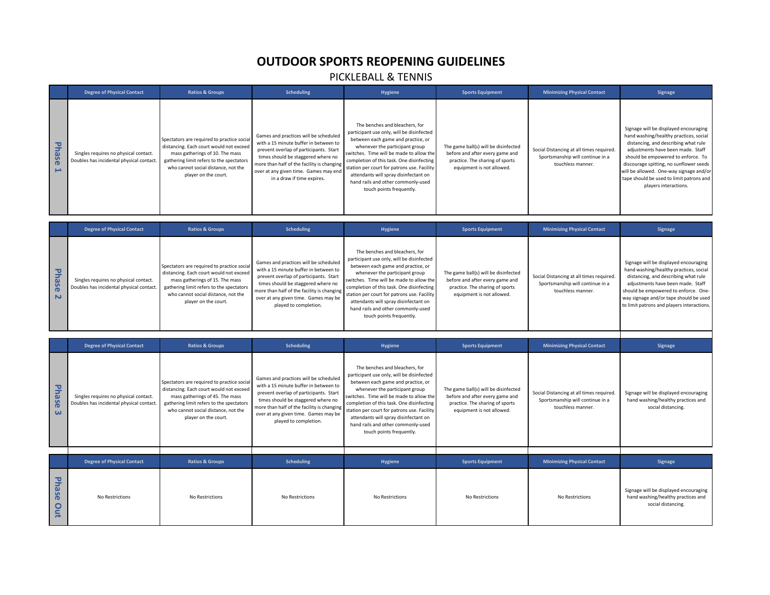# OUTDOOR SPORTS REOPENING GUIDELINES

## PICKLEBALL & TENNIS

| | Degree of Physical Contact | Ratios & Groups | Scheduling | Hygiene | Sports Equipment | Minimizing Physical Contact | Signage |
|---|---|---|---|---|---|---|---|
| **Phase 1** | Singles requires no physical contact. Doubles has incidental physical contact. | Spectators are required to practice social distancing. Each court would not exceed mass gatherings of 10. The mass gathering limit refers to the spectators who cannot social distance, not the player on the court. | Games and practices will be scheduled with a 15 minute buffer in between to prevent overlap of participants. Start times should be staggered where no more than half of the facility is changing over at any given time. Games may end in a draw if time expires. | The benches and bleachers, for participant use only, will be disinfected between each game and practice, or whenever the participant group switches. Time will be made to allow the completion of this task. One disinfecting station per court for patrons use. Facility attendants will spray disinfectant on hand rails and other commonly-used touch points frequently. | The game ball(s) will be disinfected before and after every game and practice. The sharing of sports equipment is not allowed. | Social Distancing at all times required. Sportsmanship will continue in a touchless manner. | Signage will be displayed encouraging hand washing/healthy practices, social distancing, and describing what rule adjustments have been made. Staff should be empowered to enforce. To discourage spitting, no sunflower seeds will be allowed. One-way signage and/or tape should be used to limit patrons and players interactions. |
| **Phase 2** | Singles requires no physical contact. Doubles has incidental physical contact. | Spectators are required to practice social distancing. Each court would not exceed mass gatherings of 15. The mass gathering limit refers to the spectators who cannot social distance, not the player on the court. | Games and practices will be scheduled with a 15 minute buffer in between to prevent overlap of participants. Start times should be staggered where no more than half of the facility is changing over at any given time. Games may be played to completion. | The benches and bleachers, for participant use only, will be disinfected between each game and practice, or whenever the participant group switches. Time will be made to allow the completion of this task. One disinfecting station per court for patrons use. Facility attendants will spray disinfectant on hand rails and other commonly-used touch points frequently. | The game ball(s) will be disinfected before and after every game and practice. The sharing of sports equipment is not allowed. | Social Distancing at all times required. Sportsmanship will continue in a touchless manner. | Signage will be displayed encouraging hand washing/healthy practices, social distancing, and describing what rule adjustments have been made. Staff should be empowered to enforce. One-way signage and/or tape should be used to limit patrons and players interactions. |
| **Phase 3** | Singles requires no physical contact. Doubles has incidental physical contact. | Spectators are required to practice social distancing. Each court would not exceed mass gatherings of 45. The mass gathering limit refers to the spectators who cannot social distance, not the player on the court. | Games and practices will be scheduled with a 15 minute buffer in between to prevent overlap of participants. Start times should be staggered where no more than half of the facility is changing over at any given time. Games may be played to completion. | The benches and bleachers, for participant use only, will be disinfected between each game and practice, or whenever the participant group switches. Time will be made to allow the completion of this task. One disinfecting station per court for patrons use. Facility attendants will spray disinfectant on hand rails and other commonly-used touch points frequently. | The game ball(s) will be disinfected before and after every game and practice. The sharing of sports equipment is not allowed. | Social Distancing at all times required. Sportsmanship will continue in a touchless manner. | Signage will be displayed encouraging hand washing/healthy practices and social distancing. |
| **Phase Out** | No Restrictions | No Restrictions | No Restrictions | No Restrictions | No Restrictions | No Restrictions | Signage will be displayed encouraging hand washing/healthy practices and social distancing. |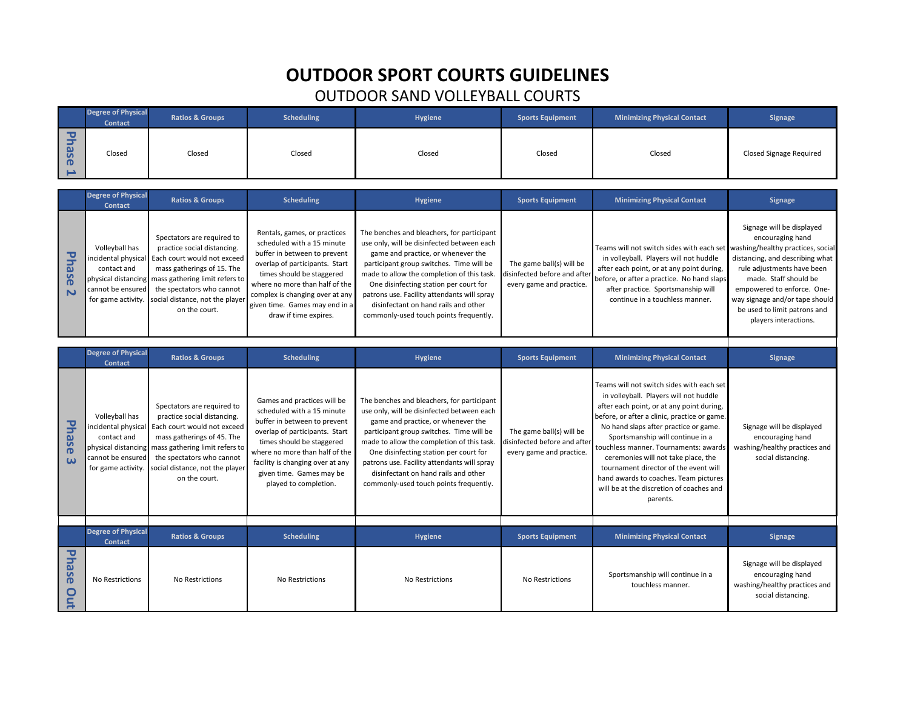# OUTDOOR SPORT COURTS GUIDELINES

## OUTDOOR SAND VOLLEYBALL COURTS

| | Degree of Physical Contact | Ratios & Groups | Scheduling | Hygiene | Sports Equipment | Minimizing Physical Contact | Signage |
|---|---|---|---|---|---|---|---|
| Phase 1 | Closed | Closed | Closed | Closed | Closed | Closed | Closed Signage Required |

| | Degree of Physical Contact | Ratios & Groups | Scheduling | Hygiene | Sports Equipment | Minimizing Physical Contact | Signage |
|---|---|---|---|---|---|---|---|
| Phase 2 | Volleyball has incidental physical contact and physical distancing cannot be ensured for game activity. | Spectators are required to practice social distancing. Each court would not exceed mass gatherings of 15. The mass gathering limit refers to the spectators who cannot social distance, not the player on the court. | Rentals, games, or practices scheduled with a 15 minute buffer in between to prevent overlap of participants. Start times should be staggered where no more than half of the complex is changing over at any given time. Games may end in a draw if time expires. | The benches and bleachers, for participant use only, will be disinfected between each game and practice, or whenever the participant group switches. Time will be made to allow the completion of this task. One disinfecting station per court for patrons use. Facility attendants will spray disinfectant on hand rails and other commonly-used touch points frequently. | The game ball(s) will be disinfected before and after every game and practice. | Teams will not switch sides with each set in volleyball. Players will not huddle after each point, or at any point during, before, or after a practice. No hand slaps after practice. Sportsmanship will continue in a touchless manner. | Signage will be displayed encouraging hand washing/healthy practices, social distancing, and describing what rule adjustments have been made. Staff should be empowered to enforce. One-way signage and/or tape should be used to limit patrons and players interactions. |

| | Degree of Physical Contact | Ratios & Groups | Scheduling | Hygiene | Sports Equipment | Minimizing Physical Contact | Signage |
|---|---|---|---|---|---|---|---|
| Phase 3 | Volleyball has incidental physical contact and physical distancing cannot be ensured for game activity. | Spectators are required to practice social distancing. Each court would not exceed mass gatherings of 45. The mass gathering limit refers to the spectators who cannot social distance, not the player on the court. | Games and practices will be scheduled with a 15 minute buffer in between to prevent overlap of participants. Start times should be staggered where no more than half of the facility is changing over at any given time. Games may be played to completion. | The benches and bleachers, for participant use only, will be disinfected between each game and practice, or whenever the participant group switches. Time will be made to allow the completion of this task. One disinfecting station per court for patrons use. Facility attendants will spray disinfectant on hand rails and other commonly-used touch points frequently. | The game ball(s) will be disinfected before and after every game and practice. | Teams will not switch sides with each set in volleyball. Players will not huddle after each point, or at any point during, before, or after a clinic, practice or game. No hand slaps after practice or game. Sportsmanship will continue in a touchless manner. Tournaments: awards ceremonies will not take place, the tournament director of the event will hand awards to coaches. Team pictures will be at the discretion of coaches and parents. | Signage will be displayed encouraging hand washing/healthy practices and social distancing. |

| | Degree of Physical Contact | Ratios & Groups | Scheduling | Hygiene | Sports Equipment | Minimizing Physical Contact | Signage |
|---|---|---|---|---|---|---|---|
| Phase Out | No Restrictions | No Restrictions | No Restrictions | No Restrictions | No Restrictions | Sportsmanship will continue in a touchless manner. | Signage will be displayed encouraging hand washing/healthy practices and social distancing. |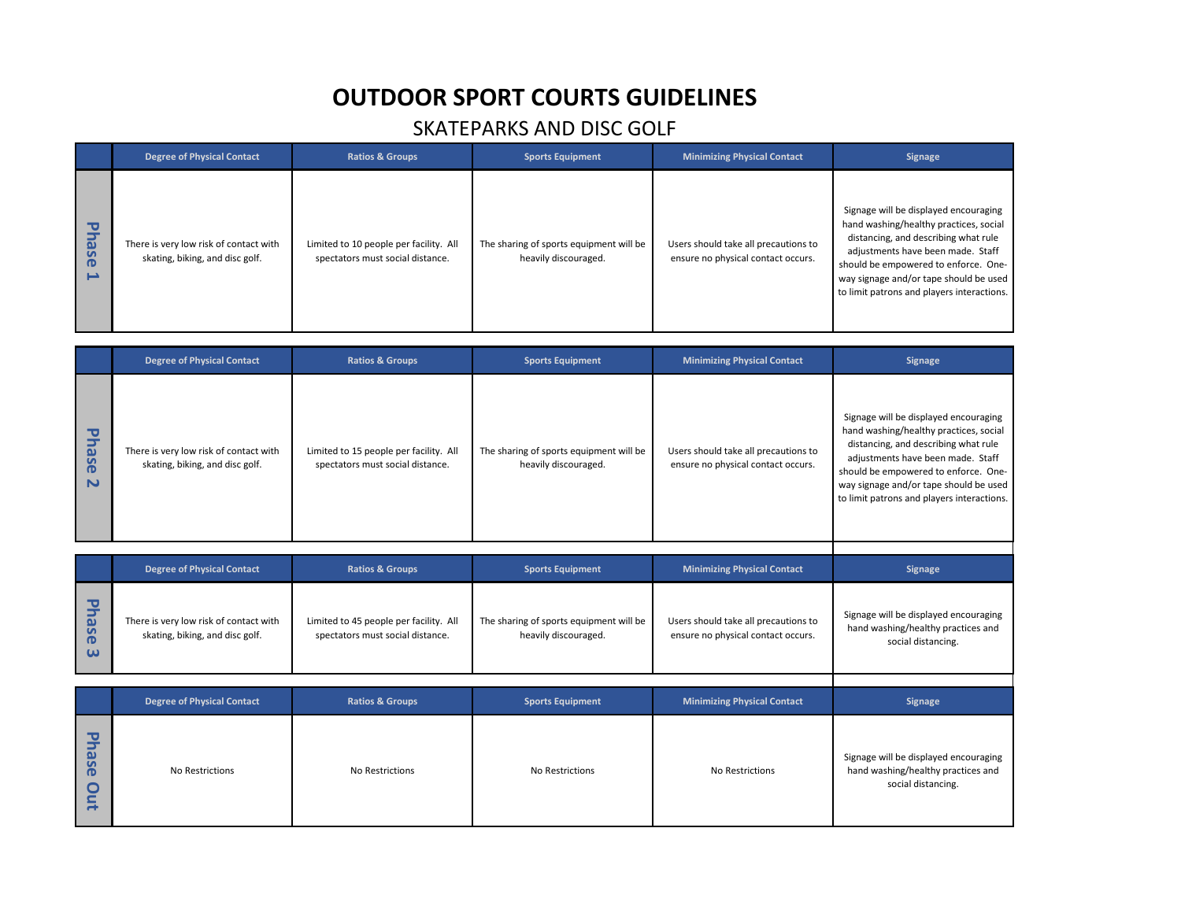# OUTDOOR SPORT COURTS GUIDELINES

## SKATEPARKS AND DISC GOLF

| | Degree of Physical Contact | Ratios & Groups | Sports Equipment | Minimizing Physical Contact | Signage |
|---|---|---|---|---|---|
| Phase 1 | There is very low risk of contact with skating, biking, and disc golf. | Limited to 10 people per facility. All spectators must social distance. | The sharing of sports equipment will be heavily discouraged. | Users should take all precautions to ensure no physical contact occurs. | Signage will be displayed encouraging hand washing/healthy practices, social distancing, and describing what rule adjustments have been made. Staff should be empowered to enforce. One-way signage and/or tape should be used to limit patrons and players interactions. |

| | Degree of Physical Contact | Ratios & Groups | Sports Equipment | Minimizing Physical Contact | Signage |
|---|---|---|---|---|---|
| Phase 2 | There is very low risk of contact with skating, biking, and disc golf. | Limited to 15 people per facility. All spectators must social distance. | The sharing of sports equipment will be heavily discouraged. | Users should take all precautions to ensure no physical contact occurs. | Signage will be displayed encouraging hand washing/healthy practices, social distancing, and describing what rule adjustments have been made. Staff should be empowered to enforce. One-way signage and/or tape should be used to limit patrons and players interactions. |

| | Degree of Physical Contact | Ratios & Groups | Sports Equipment | Minimizing Physical Contact | Signage |
|---|---|---|---|---|---|
| Phase 3 | There is very low risk of contact with skating, biking, and disc golf. | Limited to 45 people per facility. All spectators must social distance. | The sharing of sports equipment will be heavily discouraged. | Users should take all precautions to ensure no physical contact occurs. | Signage will be displayed encouraging hand washing/healthy practices and social distancing. |

| | Degree of Physical Contact | Ratios & Groups | Sports Equipment | Minimizing Physical Contact | Signage |
|---|---|---|---|---|---|
| Phase Out | No Restrictions | No Restrictions | No Restrictions | No Restrictions | Signage will be displayed encouraging hand washing/healthy practices and social distancing. |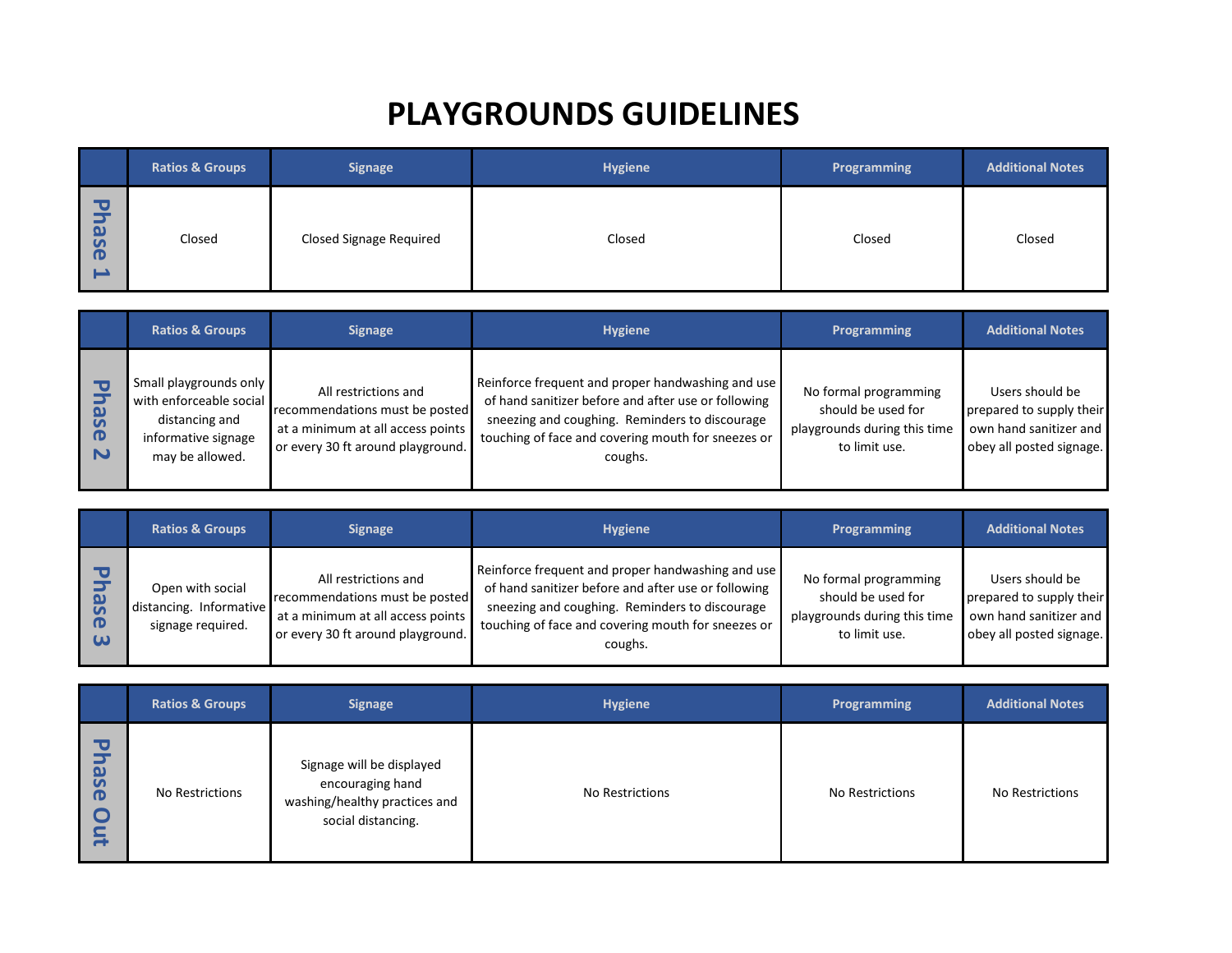# PLAYGROUNDS GUIDELINES

| | Ratios & Groups | Signage | Hygiene | Programming | Additional Notes |
|---|---|---|---|---|---|
| Phase 1 | Closed | Closed Signage Required | Closed | Closed | Closed |

| | Ratios & Groups | Signage | Hygiene | Programming | Additional Notes |
|---|---|---|---|---|---|
| Phase 2 | Small playgrounds only with enforceable social distancing and informative signage may be allowed. | All restrictions and recommendations must be posted at a minimum at all access points or every 30 ft around playground. | Reinforce frequent and proper handwashing and use of hand sanitizer before and after use or following sneezing and coughing. Reminders to discourage touching of face and covering mouth for sneezes or coughs. | No formal programming should be used for playgrounds during this time to limit use. | Users should be prepared to supply their own hand sanitizer and obey all posted signage. |

| | Ratios & Groups | Signage | Hygiene | Programming | Additional Notes |
|---|---|---|---|---|---|
| Phase 3 | Open with social distancing. Informative signage required. | All restrictions and recommendations must be posted at a minimum at all access points or every 30 ft around playground. | Reinforce frequent and proper handwashing and use of hand sanitizer before and after use or following sneezing and coughing. Reminders to discourage touching of face and covering mouth for sneezes or coughs. | No formal programming should be used for playgrounds during this time to limit use. | Users should be prepared to supply their own hand sanitizer and obey all posted signage. |

| | Ratios & Groups | Signage | Hygiene | Programming | Additional Notes |
|---|---|---|---|---|---|
| Phase Out | No Restrictions | Signage will be displayed encouraging hand washing/healthy practices and social distancing. | No Restrictions | No Restrictions | No Restrictions |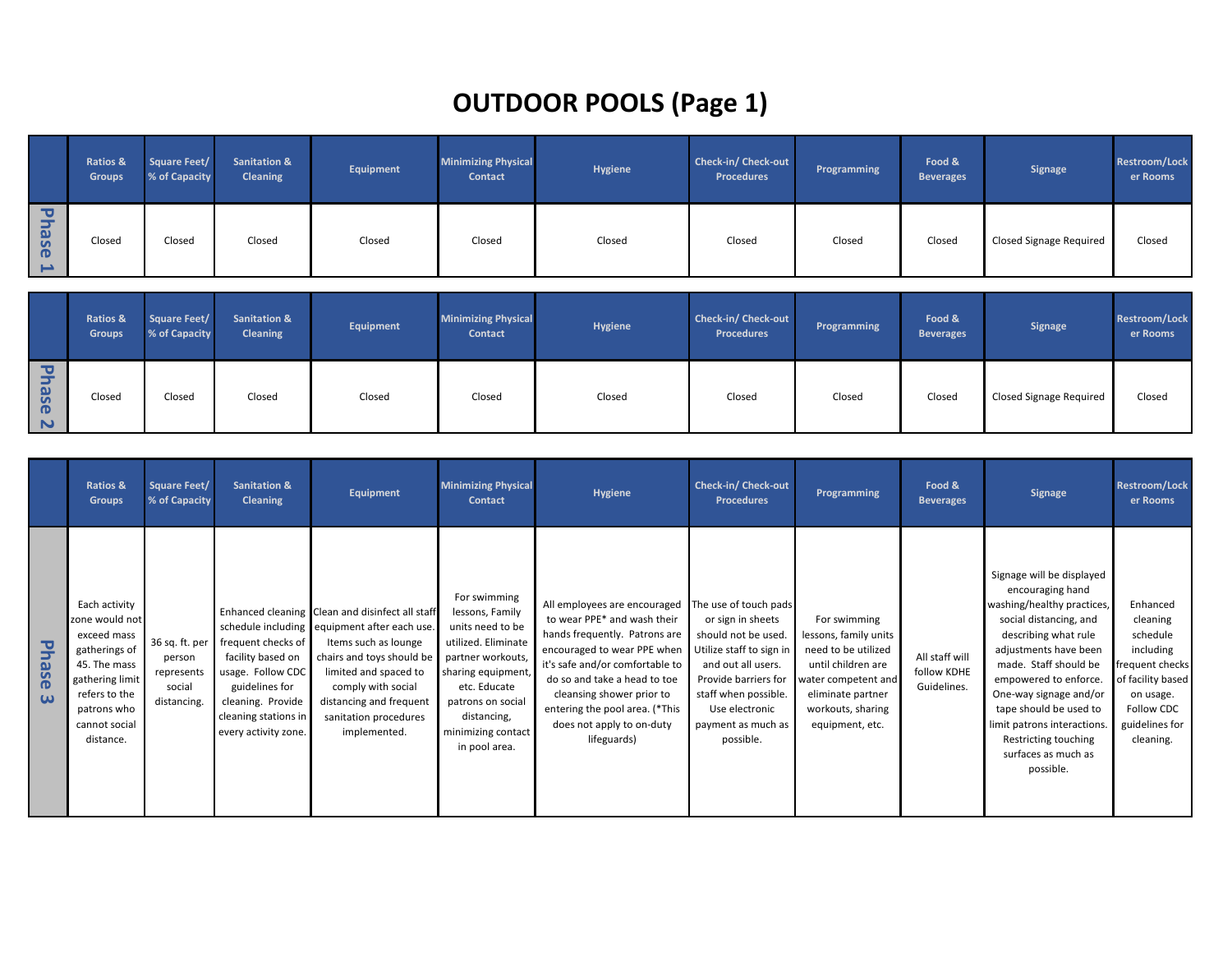# OUTDOOR POOLS (Page 1)

| | Ratios & Groups | Square Feet/ % of Capacity | Sanitation & Cleaning | Equipment | Minimizing Physical Contact | Hygiene | Check-in/ Check-out Procedures | Programming | Food & Beverages | Signage | Restroom/Locker Rooms |
|---|---|---|---|---|---|---|---|---|---|---|---|
| Phase 1 | Closed | Closed | Closed | Closed | Closed | Closed | Closed | Closed | Closed | Closed Signage Required | Closed |

| | Ratios & Groups | Square Feet/ % of Capacity | Sanitation & Cleaning | Equipment | Minimizing Physical Contact | Hygiene | Check-in/ Check-out Procedures | Programming | Food & Beverages | Signage | Restroom/Locker Rooms |
|---|---|---|---|---|---|---|---|---|---|---|---|
| Phase 2 | Closed | Closed | Closed | Closed | Closed | Closed | Closed | Closed | Closed | Closed Signage Required | Closed |

| | Ratios & Groups | Square Feet/ % of Capacity | Sanitation & Cleaning | Equipment | Minimizing Physical Contact | Hygiene | Check-in/ Check-out Procedures | Programming | Food & Beverages | Signage | Restroom/Locker Rooms |
|---|---|---|---|---|---|---|---|---|---|---|---|
| Phase 3 | Each activity zone would not exceed mass gatherings of 45. The mass gathering limit refers to the patrons who cannot social distance. | 36 sq. ft. per person represents social distancing. | Enhanced cleaning schedule including frequent checks of facility based on usage. Follow CDC guidelines for cleaning. Provide cleaning stations in every activity zone. | Clean and disinfect all staff equipment after each use. Items such as lounge chairs and toys should be limited and spaced to comply with social distancing and frequent sanitation procedures implemented. | For swimming lessons, Family units need to be utilized. Eliminate partner workouts, sharing equipment, etc. Educate patrons on social distancing, minimizing contact in pool area. | All employees are encouraged to wear PPE* and wash their hands frequently. Patrons are encouraged to wear PPE when it's safe and/or comfortable to do so and take a head to toe cleansing shower prior to entering the pool area. (*This does not apply to on-duty lifeguards) | The use of touch pads or sign in sheets should not be used. Utilize staff to sign in and out all users. Provide barriers for staff when possible. Use electronic payment as much as possible. | For swimming lessons, family units need to be utilized until children are water competent and eliminate partner workouts, sharing equipment, etc. | All staff will follow KDHE Guidelines. | Signage will be displayed encouraging hand washing/healthy practices, social distancing, and describing what rule adjustments have been made. Staff should be empowered to enforce. One-way signage and/or tape should be used to limit patrons interactions. Restricting touching surfaces as much as possible. | Enhanced cleaning schedule including frequent checks of facility based on usage. Follow CDC guidelines for cleaning. |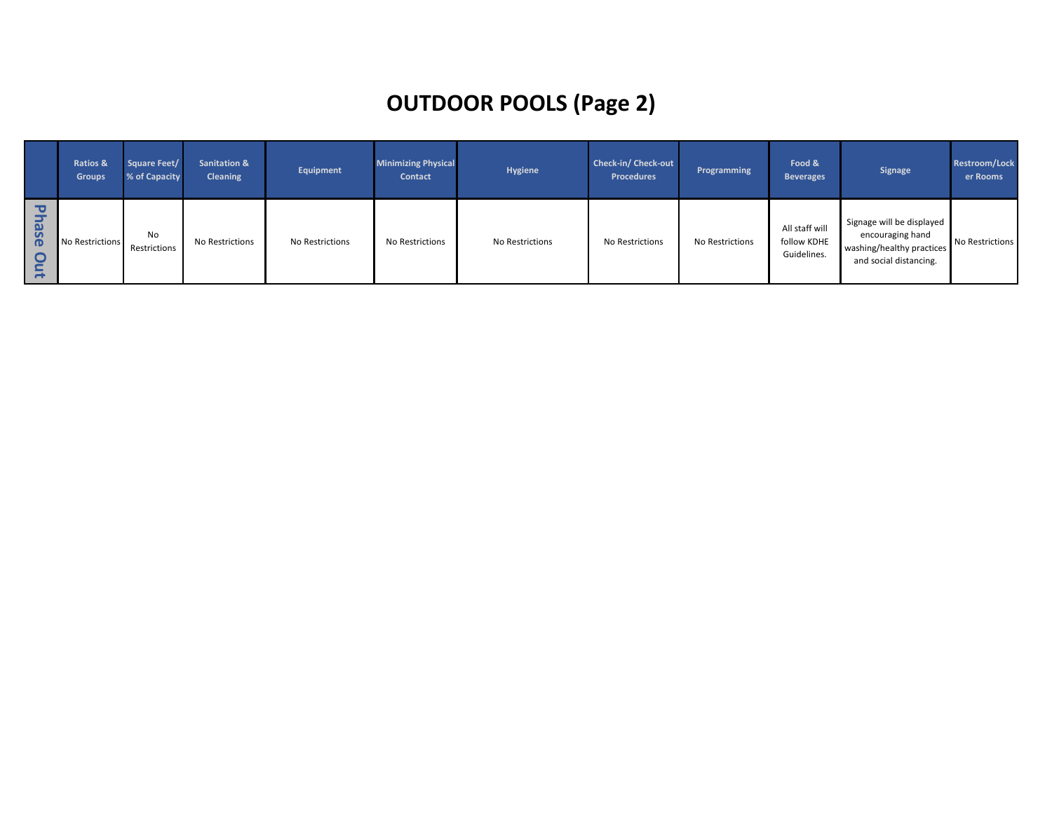# OUTDOOR POOLS (Page 2)

| | Ratios & Groups | Square Feet/ % of Capacity | Sanitation & Cleaning | Equipment | Minimizing Physical Contact | Hygiene | Check-in/ Check-out Procedures | Programming | Food & Beverages | Signage | Restroom/Locker Rooms |
|---|---|---|---|---|---|---|---|---|---|---|---|
| Phase Out | No Restrictions | No Restrictions | No Restrictions | No Restrictions | No Restrictions | No Restrictions | No Restrictions | No Restrictions | All staff will follow KDHE Guidelines. | Signage will be displayed encouraging hand washing/healthy practices and social distancing. | No Restrictions |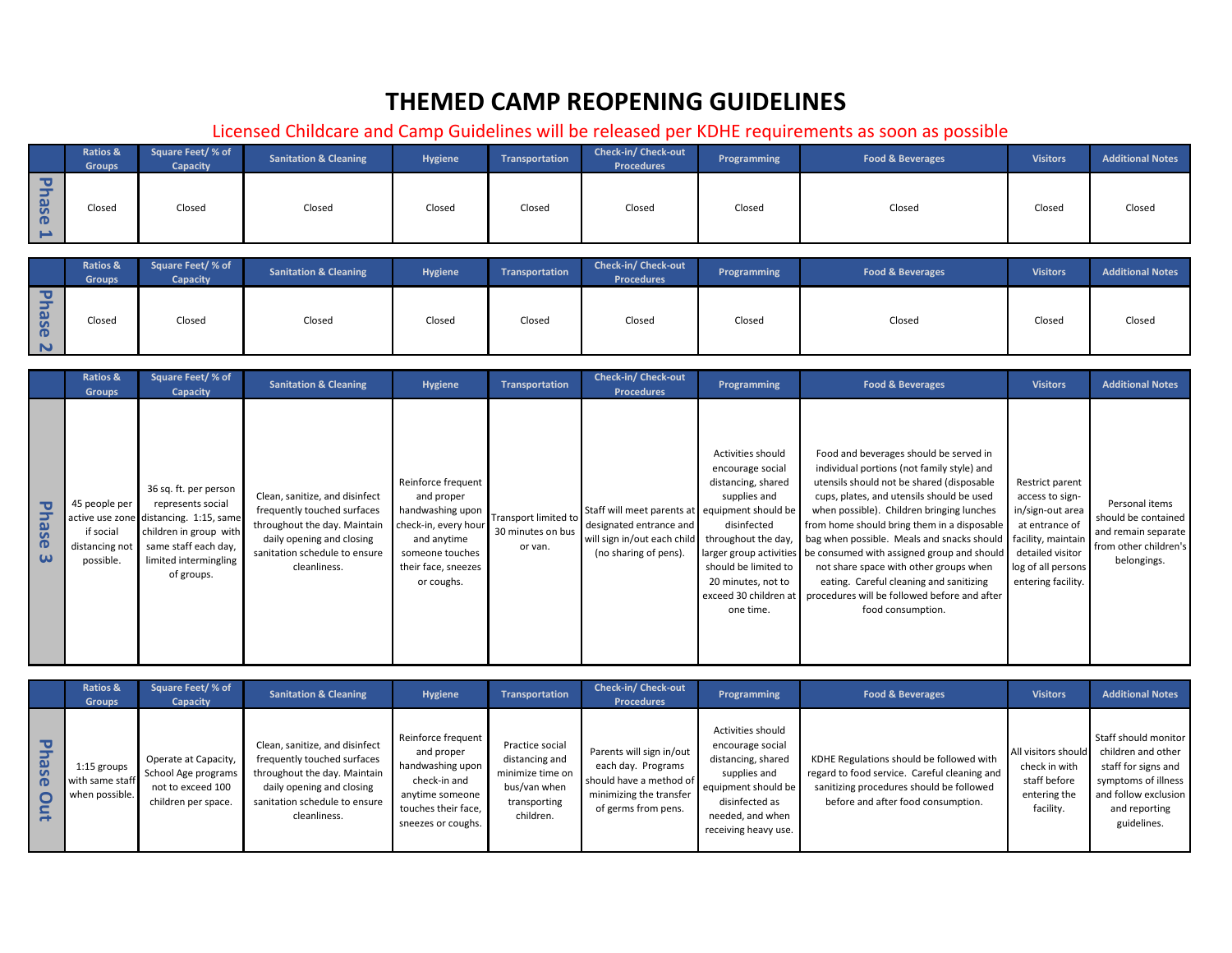# THEMED CAMP REOPENING GUIDELINES

Licensed Childcare and Camp Guidelines will be released per KDHE requirements as soon as possible

| | Ratios & Groups | Square Feet/ % of Capacity | Sanitation & Cleaning | Hygiene | Transportation | Check-in/ Check-out Procedures | Programming | Food & Beverages | Visitors | Additional Notes |
|---|---|---|---|---|---|---|---|---|---|---|
| Phase 1 | Closed | Closed | Closed | Closed | Closed | Closed | Closed | Closed | Closed | Closed |

| | Ratios & Groups | Square Feet/ % of Capacity | Sanitation & Cleaning | Hygiene | Transportation | Check-in/ Check-out Procedures | Programming | Food & Beverages | Visitors | Additional Notes |
|---|---|---|---|---|---|---|---|---|---|---|
| Phase 2 | Closed | Closed | Closed | Closed | Closed | Closed | Closed | Closed | Closed | Closed |

| | Ratios & Groups | Square Feet/ % of Capacity | Sanitation & Cleaning | Hygiene | Transportation | Check-in/ Check-out Procedures | Programming | Food & Beverages | Visitors | Additional Notes |
|---|---|---|---|---|---|---|---|---|---|---|
| Phase 3 | 45 people per active use zone if social distancing not possible. | 36 sq. ft. per person represents social distancing. 1:15, same children in group with same staff each day, limited intermingling of groups. | Clean, sanitize, and disinfect frequently touched surfaces throughout the day. Maintain daily opening and closing sanitation schedule to ensure cleanliness. | Reinforce frequent and proper handwashing upon check-in, every hour and anytime someone touches their face, sneezes or coughs. | Transport limited to 30 minutes on bus or van. | Staff will meet parents at designated entrance and will sign in/out each child (no sharing of pens). | Activities should encourage social distancing, shared supplies and equipment should be disinfected throughout the day, larger group activities should be limited to 20 minutes, not to exceed 30 children at one time. | Food and beverages should be served in individual portions (not family style) and utensils should not be shared (disposable cups, plates, and utensils should be used when possible). Children bringing lunches from home should bring them in a disposable bag when possible. Meals and snacks should be consumed with assigned group and should not share space with other groups when eating. Careful cleaning and sanitizing procedures will be followed before and after food consumption. | Restrict parent access to sign-in/sign-out area at entrance of facility, maintain detailed visitor log of all persons entering facility. | Personal items should be contained and remain separate from other children's belongings. |

| | Ratios & Groups | Square Feet/ % of Capacity | Sanitation & Cleaning | Hygiene | Transportation | Check-in/ Check-out Procedures | Programming | Food & Beverages | Visitors | Additional Notes |
|---|---|---|---|---|---|---|---|---|---|---|
| Phase Out | 1:15 groups with same staff when possible. | Operate at Capacity, School Age programs not to exceed 100 children per space. | Clean, sanitize, and disinfect frequently touched surfaces throughout the day. Maintain daily opening and closing sanitation schedule to ensure cleanliness. | Reinforce frequent and proper handwashing upon check-in and anytime someone touches their face, sneezes or coughs. | Practice social distancing and minimize time on bus/van when transporting children. | Parents will sign in/out each day. Programs should have a method of minimizing the transfer of germs from pens. | Activities should encourage social distancing, shared supplies and equipment should be disinfected as needed, and when receiving heavy use. | KDHE Regulations should be followed with regard to food service. Careful cleaning and sanitizing procedures should be followed before and after food consumption. | All visitors should check in with staff before entering the facility. | Staff should monitor children and other staff for signs and symptoms of illness and follow exclusion and reporting guidelines. |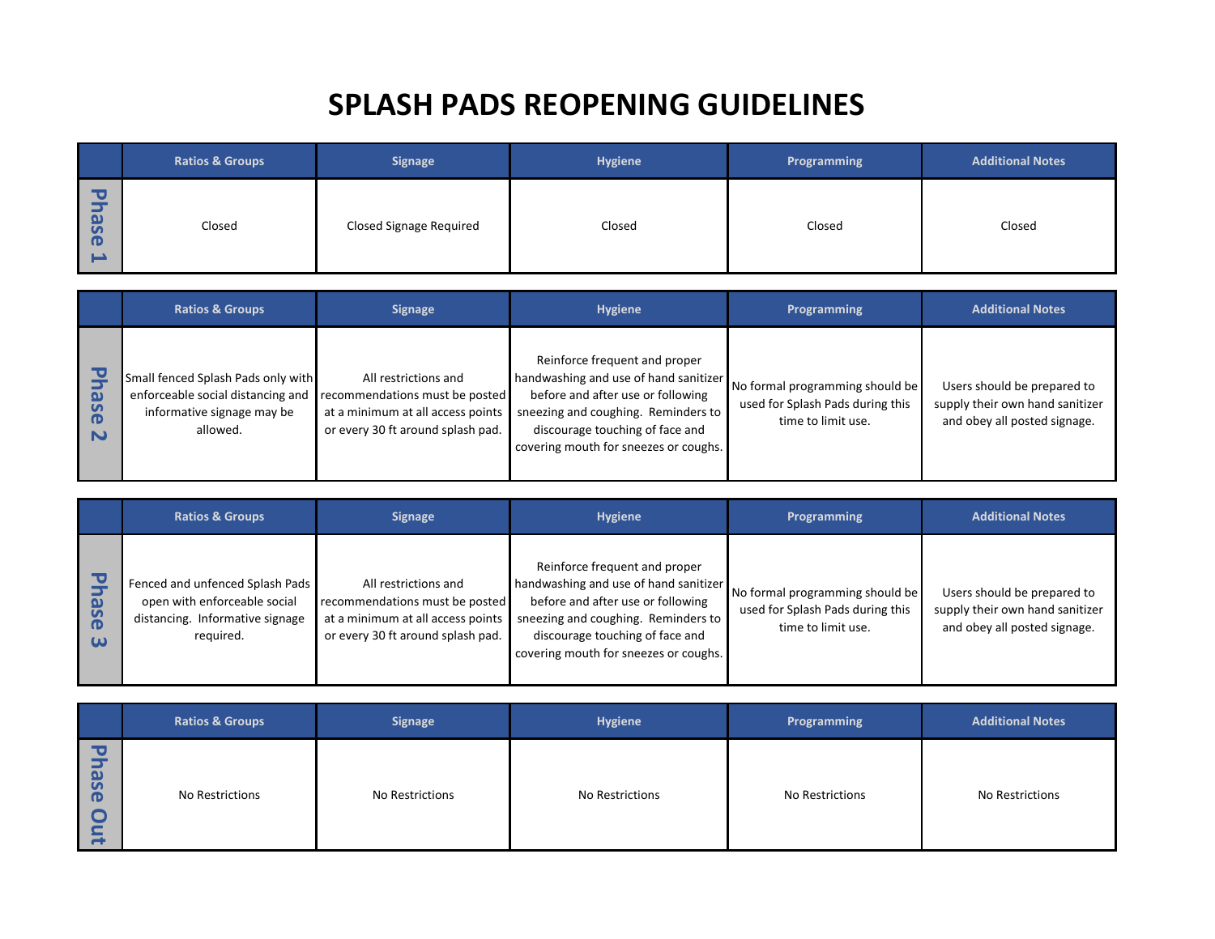# SPLASH PADS REOPENING GUIDELINES

| Phase 1 | Ratios & Groups | Signage | Hygiene | Programming | Additional Notes |
|---|---|---|---|---|---|
| Phase 1 | Closed | Closed Signage Required | Closed | Closed | Closed |

| Phase 2 | Ratios & Groups | Signage | Hygiene | Programming | Additional Notes |
|---|---|---|---|---|---|
| Phase 2 | Small fenced Splash Pads only with enforceable social distancing and informative signage may be allowed. | All restrictions and recommendations must be posted at a minimum at all access points or every 30 ft around splash pad. | Reinforce frequent and proper handwashing and use of hand sanitizer before and after use or following sneezing and coughing. Reminders to discourage touching of face and covering mouth for sneezes or coughs. | No formal programming should be used for Splash Pads during this time to limit use. | Users should be prepared to supply their own hand sanitizer and obey all posted signage. |

| Phase 3 | Ratios & Groups | Signage | Hygiene | Programming | Additional Notes |
|---|---|---|---|---|---|
| Phase 3 | Fenced and unfenced Splash Pads open with enforceable social distancing. Informative signage required. | All restrictions and recommendations must be posted at a minimum at all access points or every 30 ft around splash pad. | Reinforce frequent and proper handwashing and use of hand sanitizer before and after use or following sneezing and coughing. Reminders to discourage touching of face and covering mouth for sneezes or coughs. | No formal programming should be used for Splash Pads during this time to limit use. | Users should be prepared to supply their own hand sanitizer and obey all posted signage. |

| Phase Out | Ratios & Groups | Signage | Hygiene | Programming | Additional Notes |
|---|---|---|---|---|---|
| Phase Out | No Restrictions | No Restrictions | No Restrictions | No Restrictions | No Restrictions |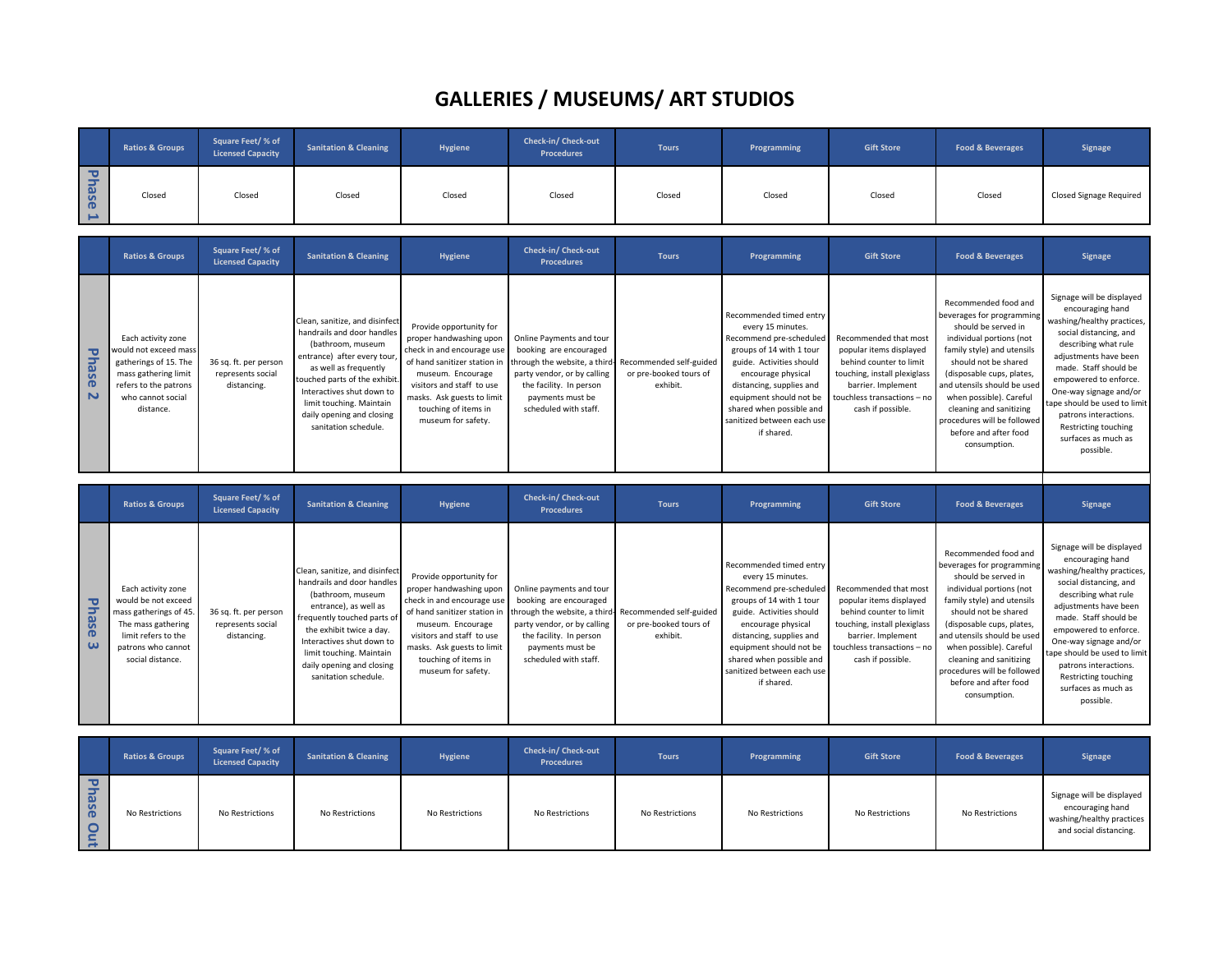# GALLERIES / MUSEUMS/ ART STUDIOS

| | Ratios & Groups | Square Feet/ % of Licensed Capacity | Sanitation & Cleaning | Hygiene | Check-in/ Check-out Procedures | Tours | Programming | Gift Store | Food & Beverages | Signage |
|---|---|---|---|---|---|---|---|---|---|---|
| Phase 1 | Closed | Closed | Closed | Closed | Closed | Closed | Closed | Closed | Closed | Closed Signage Required |

| | Ratios & Groups | Square Feet/ % of Licensed Capacity | Sanitation & Cleaning | Hygiene | Check-in/ Check-out Procedures | Tours | Programming | Gift Store | Food & Beverages | Signage |
|---|---|---|---|---|---|---|---|---|---|---|
| Phase 2 | Each activity zone would not exceed mass gatherings of 15. The mass gathering limit refers to the patrons who cannot social distance. | 36 sq. ft. per person represents social distancing. | Clean, sanitize, and disinfect handrails and door handles (bathroom, museum entrance) after every tour, as well as frequently touched parts of the exhibit. Interactives shut down to limit touching. Maintain daily opening and closing sanitation schedule. | Provide opportunity for proper handwashing upon check in and encourage use of hand sanitizer station in museum. Encourage visitors and staff to use masks. Ask guests to limit touching of items in museum for safety. | Online Payments and tour booking are encouraged through the website, a third-party vendor, or by calling the facility. In person payments must be scheduled with staff. | Recommended self-guided or pre-booked tours of exhibit. | Recommended timed entry every 15 minutes. Recommend pre-scheduled groups of 14 with 1 tour guide. Activities should encourage physical distancing, supplies and equipment should not be shared when possible and sanitized between each use if shared. | Recommended that most popular items displayed behind counter to limit touching, install plexiglass barrier. Implement touchless transactions – no cash if possible. | Recommended food and beverages for programming should be served in individual portions (not family style) and utensils should not be shared (disposable cups, plates, and utensils should be used when possible). Careful cleaning and sanitizing procedures will be followed before and after food consumption. | Signage will be displayed encouraging hand washing/healthy practices, social distancing, and describing what rule adjustments have been made. Staff should be empowered to enforce. One-way signage and/or tape should be used to limit patrons interactions. Restricting touching surfaces as much as possible. |

| | Ratios & Groups | Square Feet/ % of Licensed Capacity | Sanitation & Cleaning | Hygiene | Check-in/ Check-out Procedures | Tours | Programming | Gift Store | Food & Beverages | Signage |
|---|---|---|---|---|---|---|---|---|---|---|
| Phase 3 | Each activity zone would be not exceed mass gatherings of 45. The mass gathering limit refers to the patrons who cannot social distance. | 36 sq. ft. per person represents social distancing. | Clean, sanitize, and disinfect handrails and door handles (bathroom, museum entrance), as well as frequently touched parts of the exhibit twice a day. Interactives shut down to limit touching. Maintain daily opening and closing sanitation schedule. | Provide opportunity for proper handwashing upon check in and encourage use of hand sanitizer station in museum. Encourage visitors and staff to use masks. Ask guests to limit touching of items in museum for safety. | Online payments and tour booking are encouraged through the website, a third-party vendor, or by calling the facility. In person payments must be scheduled with staff. | Recommended self-guided or pre-booked tours of exhibit. | Recommended timed entry every 15 minutes. Recommend pre-scheduled groups of 14 with 1 tour guide. Activities should encourage physical distancing, supplies and equipment should not be shared when possible and sanitized between each use if shared. | Recommended that most popular items displayed behind counter to limit touching, install plexiglass barrier. Implement touchless transactions – no cash if possible. | Recommended food and beverages for programming should be served in individual portions (not family style) and utensils should not be shared (disposable cups, plates, and utensils should be used when possible). Careful cleaning and sanitizing procedures will be followed before and after food consumption. | Signage will be displayed encouraging hand washing/healthy practices, social distancing, and describing what rule adjustments have been made. Staff should be empowered to enforce. One-way signage and/or tape should be used to limit patrons interactions. Restricting touching surfaces as much as possible. |

| | Ratios & Groups | Square Feet/ % of Licensed Capacity | Sanitation & Cleaning | Hygiene | Check-in/ Check-out Procedures | Tours | Programming | Gift Store | Food & Beverages | Signage |
|---|---|---|---|---|---|---|---|---|---|---|
| Phase Out | No Restrictions | No Restrictions | No Restrictions | No Restrictions | No Restrictions | No Restrictions | No Restrictions | No Restrictions | No Restrictions | Signage will be displayed encouraging hand washing/healthy practices and social distancing. |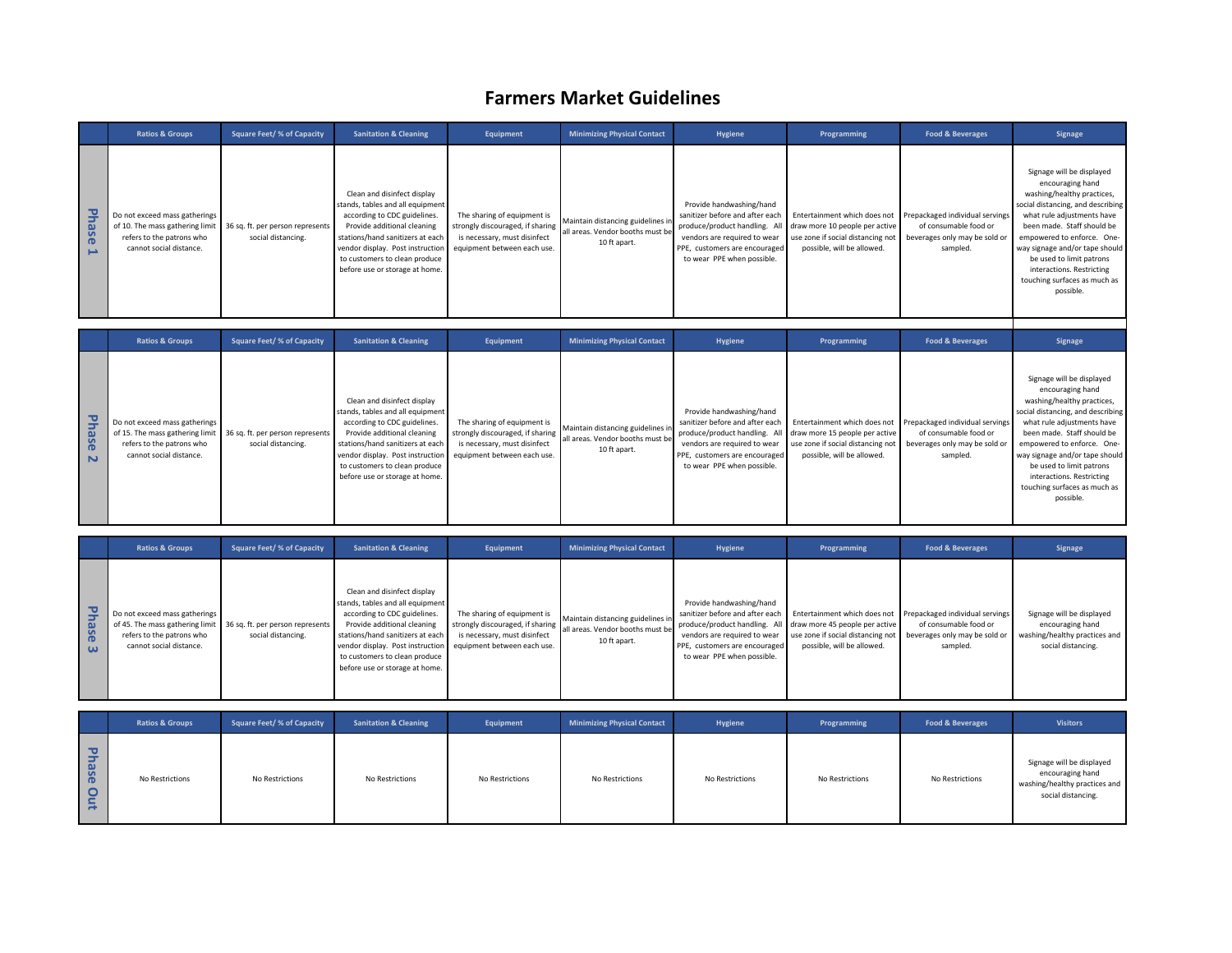# Farmers Market Guidelines

| | Ratios & Groups | Square Feet/ % of Capacity | Sanitation & Cleaning | Equipment | Minimizing Physical Contact | Hygiene | Programming | Food & Beverages | Signage |
|---|---|---|---|---|---|---|---|---|---|
| Phase 1 | Do not exceed mass gatherings of 10. The mass gathering limit refers to the patrons who cannot social distance. | 36 sq. ft. per person represents social distancing. | Clean and disinfect display stands, tables and all equipment according to CDC guidelines. Provide additional cleaning stations/hand sanitizers at each vendor display. Post instruction to customers to clean produce before use or storage at home. | The sharing of equipment is strongly discouraged, if sharing is necessary, must disinfect equipment between each use. | Maintain distancing guidelines in all areas. Vendor booths must be 10 ft apart. | Provide handwashing/hand sanitizer before and after each produce/product handling. All vendors are required to wear PPE, customers are encouraged to wear PPE when possible. | Entertainment which does not draw more 10 people per active use zone if social distancing not possible, will be allowed. | Prepackaged individual servings of consumable food or beverages only may be sold or sampled. | Signage will be displayed encouraging hand washing/healthy practices, social distancing, and describing what rule adjustments have been made. Staff should be empowered to enforce. One-way signage and/or tape should be used to limit patrons interactions. Restricting touching surfaces as much as possible. |

| | Ratios & Groups | Square Feet/ % of Capacity | Sanitation & Cleaning | Equipment | Minimizing Physical Contact | Hygiene | Programming | Food & Beverages | Signage |
|---|---|---|---|---|---|---|---|---|---|
| Phase 2 | Do not exceed mass gatherings of 15. The mass gathering limit refers to the patrons who cannot social distance. | 36 sq. ft. per person represents social distancing. | Clean and disinfect display stands, tables and all equipment according to CDC guidelines. Provide additional cleaning stations/hand sanitizers at each vendor display. Post instruction to customers to clean produce before use or storage at home. | The sharing of equipment is strongly discouraged, if sharing is necessary, must disinfect equipment between each use. | Maintain distancing guidelines in all areas. Vendor booths must be 10 ft apart. | Provide handwashing/hand sanitizer before and after each produce/product handling. All vendors are required to wear PPE, customers are encouraged to wear PPE when possible. | Entertainment which does not draw more 15 people per active use zone if social distancing not possible, will be allowed. | Prepackaged individual servings of consumable food or beverages only may be sold or sampled. | Signage will be displayed encouraging hand washing/healthy practices, social distancing, and describing what rule adjustments have been made. Staff should be empowered to enforce. One-way signage and/or tape should be used to limit patrons interactions. Restricting touching surfaces as much as possible. |

| | Ratios & Groups | Square Feet/ % of Capacity | Sanitation & Cleaning | Equipment | Minimizing Physical Contact | Hygiene | Programming | Food & Beverages | Signage |
|---|---|---|---|---|---|---|---|---|---|
| Phase 3 | Do not exceed mass gatherings of 45. The mass gathering limit refers to the patrons who cannot social distance. | 36 sq. ft. per person represents social distancing. | Clean and disinfect display stands, tables and all equipment according to CDC guidelines. Provide additional cleaning stations/hand sanitizers at each vendor display. Post instruction to customers to clean produce before use or storage at home. | The sharing of equipment is strongly discouraged, if sharing is necessary, must disinfect equipment between each use. | Maintain distancing guidelines in all areas. Vendor booths must be 10 ft apart. | Provide handwashing/hand sanitizer before and after each produce/product handling. All vendors are required to wear PPE, customers are encouraged to wear PPE when possible. | Entertainment which does not draw more 45 people per active use zone if social distancing not possible, will be allowed. | Prepackaged individual servings of consumable food or beverages only may be sold or sampled. | Signage will be displayed encouraging hand washing/healthy practices and social distancing. |

| | Ratios & Groups | Square Feet/ % of Capacity | Sanitation & Cleaning | Equipment | Minimizing Physical Contact | Hygiene | Programming | Food & Beverages | Visitors |
|---|---|---|---|---|---|---|---|---|---|
| Phase Out | No Restrictions | No Restrictions | No Restrictions | No Restrictions | No Restrictions | No Restrictions | No Restrictions | No Restrictions | Signage will be displayed encouraging hand washing/healthy practices and social distancing. |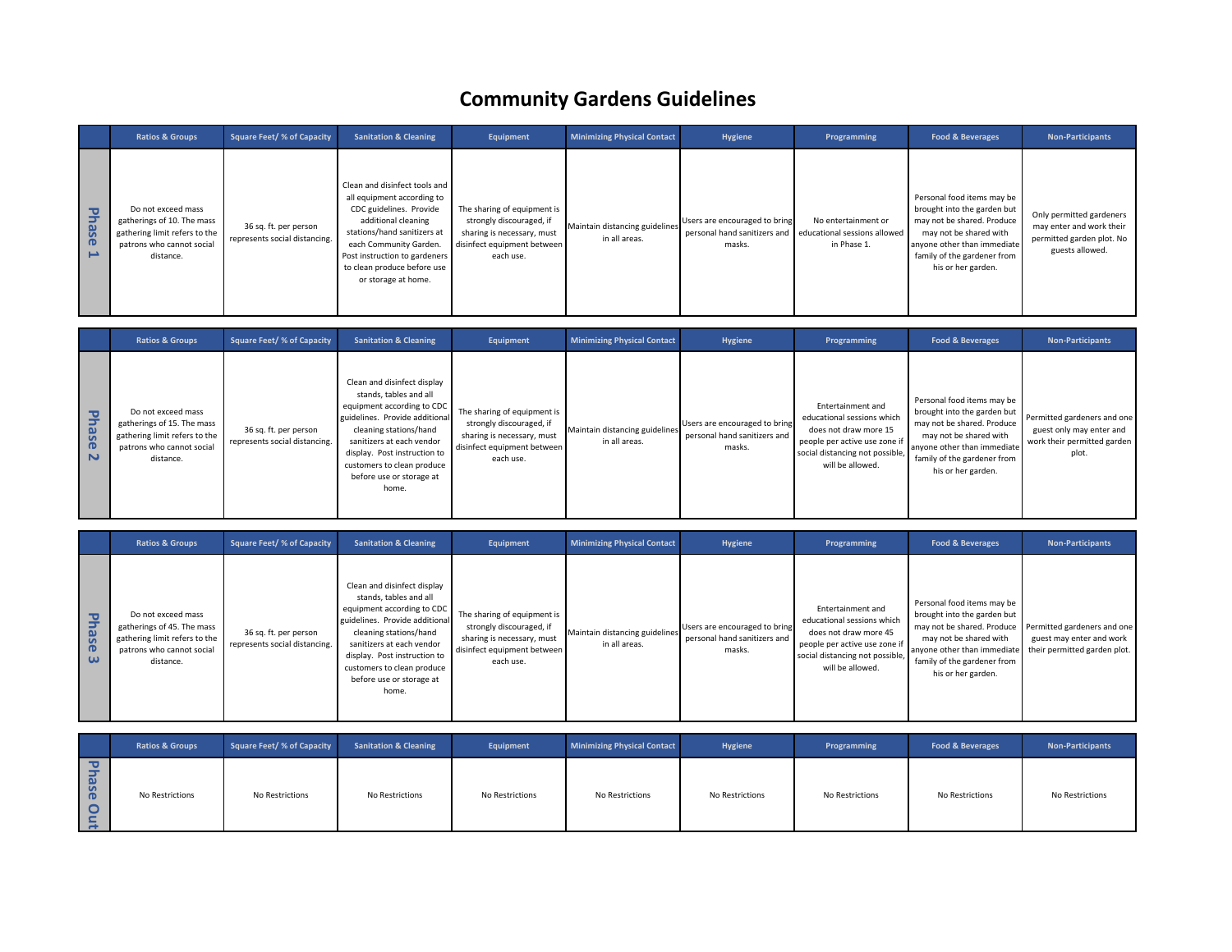# Community Gardens Guidelines

| | Ratios & Groups | Square Feet/ % of Capacity | Sanitation & Cleaning | Equipment | Minimizing Physical Contact | Hygiene | Programming | Food & Beverages | Non-Participants |
|---|---|---|---|---|---|---|---|---|---|
| Phase 1 | Do not exceed mass gatherings of 10. The mass gathering limit refers to the patrons who cannot social distance. | 36 sq. ft. per person represents social distancing. | Clean and disinfect tools and all equipment according to CDC guidelines. Provide additional cleaning stations/hand sanitizers at each Community Garden. Post instruction to gardeners to clean produce before use or storage at home. | The sharing of equipment is strongly discouraged, if sharing is necessary, must disinfect equipment between each use. | Maintain distancing guidelines in all areas. | Users are encouraged to bring personal hand sanitizers and masks. | No entertainment or educational sessions allowed in Phase 1. | Personal food items may be brought into the garden but may not be shared. Produce may not be shared with anyone other than immediate family of the gardener from his or her garden. | Only permitted gardeners may enter and work their permitted garden plot. No guests allowed. |

| | Ratios & Groups | Square Feet/ % of Capacity | Sanitation & Cleaning | Equipment | Minimizing Physical Contact | Hygiene | Programming | Food & Beverages | Non-Participants |
|---|---|---|---|---|---|---|---|---|---|
| Phase 2 | Do not exceed mass gatherings of 15. The mass gathering limit refers to the patrons who cannot social distance. | 36 sq. ft. per person represents social distancing. | Clean and disinfect display stands, tables and all equipment according to CDC guidelines. Provide additional cleaning stations/hand sanitizers at each vendor display. Post instruction to customers to clean produce before use or storage at home. | The sharing of equipment is strongly discouraged, if sharing is necessary, must disinfect equipment between each use. | Maintain distancing guidelines in all areas. | Users are encouraged to bring personal hand sanitizers and masks. | Entertainment and educational sessions which does not draw more 15 people per active use zone if social distancing not possible, will be allowed. | Personal food items may be brought into the garden but may not be shared. Produce may not be shared with anyone other than immediate family of the gardener from his or her garden. | Permitted gardeners and one guest only may enter and work their permitted garden plot. |

| | Ratios & Groups | Square Feet/ % of Capacity | Sanitation & Cleaning | Equipment | Minimizing Physical Contact | Hygiene | Programming | Food & Beverages | Non-Participants |
|---|---|---|---|---|---|---|---|---|---|
| Phase 3 | Do not exceed mass gatherings of 45. The mass gathering limit refers to the patrons who cannot social distance. | 36 sq. ft. per person represents social distancing. | Clean and disinfect display stands, tables and all equipment according to CDC guidelines. Provide additional cleaning stations/hand sanitizers at each vendor display. Post instruction to customers to clean produce before use or storage at home. | The sharing of equipment is strongly discouraged, if sharing is necessary, must disinfect equipment between each use. | Maintain distancing guidelines in all areas. | Users are encouraged to bring personal hand sanitizers and masks. | Entertainment and educational sessions which does not draw more 45 people per active use zone if social distancing not possible, will be allowed. | Personal food items may be brought into the garden but may not be shared. Produce may not be shared with anyone other than immediate family of the gardener from his or her garden. | Permitted gardeners and one guest may enter and work their permitted garden plot. |

| | Ratios & Groups | Square Feet/ % of Capacity | Sanitation & Cleaning | Equipment | Minimizing Physical Contact | Hygiene | Programming | Food & Beverages | Non-Participants |
|---|---|---|---|---|---|---|---|---|---|
| Phase Out | No Restrictions | No Restrictions | No Restrictions | No Restrictions | No Restrictions | No Restrictions | No Restrictions | No Restrictions | No Restrictions |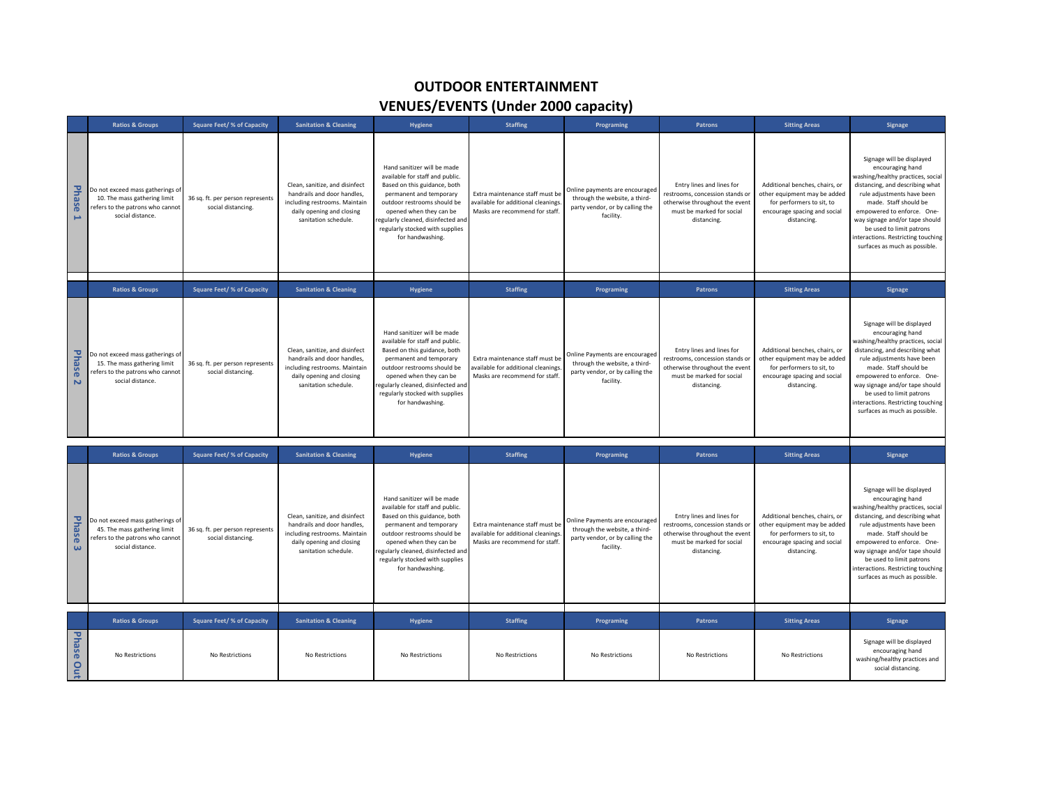# OUTDOOR ENTERTAINMENT
# VENUES/EVENTS (Under 2000 capacity)

| | Ratios & Groups | Square Feet/ % of Capacity | Sanitation & Cleaning | Hygiene | Staffing | Programing | Patrons | Sitting Areas | Signage |
|---|---|---|---|---|---|---|---|---|---|
| Phase 1 | Do not exceed mass gatherings of 10. The mass gathering limit refers to the patrons who cannot social distance. | 36 sq. ft. per person represents social distancing. | Clean, sanitize, and disinfect handrails and door handles, including restrooms. Maintain daily opening and closing sanitation schedule. | Hand sanitizer will be made available for staff and public. Based on this guidance, both permanent and temporary outdoor restrooms should be opened when they can be regularly cleaned, disinfected and regularly stocked with supplies for handwashing. | Extra maintenance staff must be available for additional cleanings. Masks are recommend for staff. | Online payments are encouraged through the website, a third-party vendor, or by calling the facility. | Entry lines and lines for restrooms, concession stands or otherwise throughout the event must be marked for social distancing. | Additional benches, chairs, or other equipment may be added for performers to sit, to encourage spacing and social distancing. | Signage will be displayed encouraging hand washing/healthy practices, social distancing, and describing what rule adjustments have been made. Staff should be empowered to enforce. One-way signage and/or tape should be used to limit patrons interactions. Restricting touching surfaces as much as possible. |
| Phase 2 | Do not exceed mass gatherings of 15. The mass gathering limit refers to the patrons who cannot social distance. | 36 sq. ft. per person represents social distancing. | Clean, sanitize, and disinfect handrails and door handles, including restrooms. Maintain daily opening and closing sanitation schedule. | Hand sanitizer will be made available for staff and public. Based on this guidance, both permanent and temporary outdoor restrooms should be opened when they can be regularly cleaned, disinfected and regularly stocked with supplies for handwashing. | Extra maintenance staff must be available for additional cleanings. Masks are recommend for staff. | Online Payments are encouraged through the website, a third-party vendor, or by calling the facility. | Entry lines and lines for restrooms, concession stands or otherwise throughout the event must be marked for social distancing. | Additional benches, chairs, or other equipment may be added for performers to sit, to encourage spacing and social distancing. | Signage will be displayed encouraging hand washing/healthy practices, social distancing, and describing what rule adjustments have been made. Staff should be empowered to enforce. One-way signage and/or tape should be used to limit patrons interactions. Restricting touching surfaces as much as possible. |
| Phase 3 | Do not exceed mass gatherings of 45. The mass gathering limit refers to the patrons who cannot social distance. | 36 sq. ft. per person represents social distancing. | Clean, sanitize, and disinfect handrails and door handles, including restrooms. Maintain daily opening and closing sanitation schedule. | Hand sanitizer will be made available for staff and public. Based on this guidance, both permanent and temporary outdoor restrooms should be opened when they can be regularly cleaned, disinfected and regularly stocked with supplies for handwashing. | Extra maintenance staff must be available for additional cleanings. Masks are recommend for staff. | Online Payments are encouraged through the website, a third-party vendor, or by calling the facility. | Entry lines and lines for restrooms, concession stands or otherwise throughout the event must be marked for social distancing. | Additional benches, chairs, or other equipment may be added for performers to sit, to encourage spacing and social distancing. | Signage will be displayed encouraging hand washing/healthy practices, social distancing, and describing what rule adjustments have been made. Staff should be empowered to enforce. One-way signage and/or tape should be used to limit patrons interactions. Restricting touching surfaces as much as possible. |
| Phase Out | No Restrictions | No Restrictions | No Restrictions | No Restrictions | No Restrictions | No Restrictions | No Restrictions | No Restrictions | Signage will be displayed encouraging hand washing/healthy practices and social distancing. |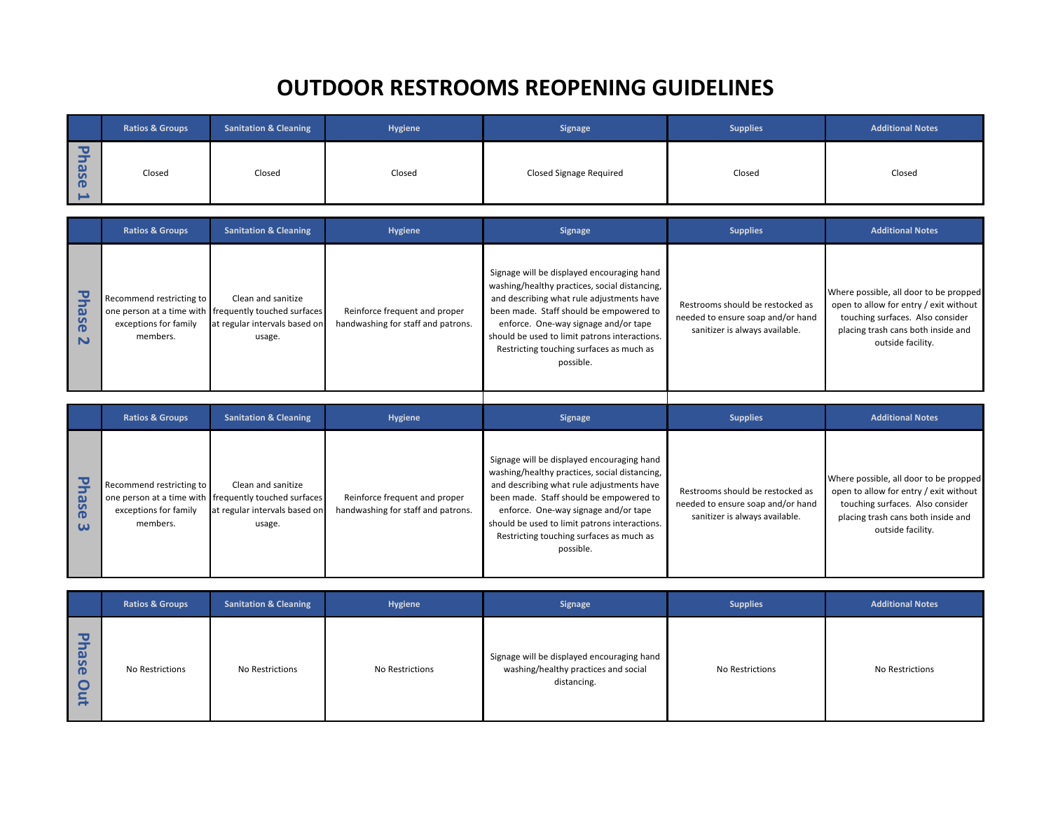# OUTDOOR RESTROOMS REOPENING GUIDELINES

| | Ratios & Groups | Sanitation & Cleaning | Hygiene | Signage | Supplies | Additional Notes |
|---|---|---|---|---|---|---|
| Phase 1 | Closed | Closed | Closed | Closed Signage Required | Closed | Closed |

| | Ratios & Groups | Sanitation & Cleaning | Hygiene | Signage | Supplies | Additional Notes |
|---|---|---|---|---|---|---|
| Phase 2 | Recommend restricting to one person at a time with exceptions for family members. | Clean and sanitize frequently touched surfaces at regular intervals based on usage. | Reinforce frequent and proper handwashing for staff and patrons. | Signage will be displayed encouraging hand washing/healthy practices, social distancing, and describing what rule adjustments have been made. Staff should be empowered to enforce. One-way signage and/or tape should be used to limit patrons interactions. Restricting touching surfaces as much as possible. | Restrooms should be restocked as needed to ensure soap and/or hand sanitizer is always available. | Where possible, all door to be propped open to allow for entry / exit without touching surfaces. Also consider placing trash cans both inside and outside facility. |

| | Ratios & Groups | Sanitation & Cleaning | Hygiene | Signage | Supplies | Additional Notes |
|---|---|---|---|---|---|---|
| Phase 3 | Recommend restricting to one person at a time with exceptions for family members. | Clean and sanitize frequently touched surfaces at regular intervals based on usage. | Reinforce frequent and proper handwashing for staff and patrons. | Signage will be displayed encouraging hand washing/healthy practices, social distancing, and describing what rule adjustments have been made. Staff should be empowered to enforce. One-way signage and/or tape should be used to limit patrons interactions. Restricting touching surfaces as much as possible. | Restrooms should be restocked as needed to ensure soap and/or hand sanitizer is always available. | Where possible, all door to be propped open to allow for entry / exit without touching surfaces. Also consider placing trash cans both inside and outside facility. |

| | Ratios & Groups | Sanitation & Cleaning | Hygiene | Signage | Supplies | Additional Notes |
|---|---|---|---|---|---|---|
| Phase Out | No Restrictions | No Restrictions | No Restrictions | Signage will be displayed encouraging hand washing/healthy practices and social distancing. | No Restrictions | No Restrictions |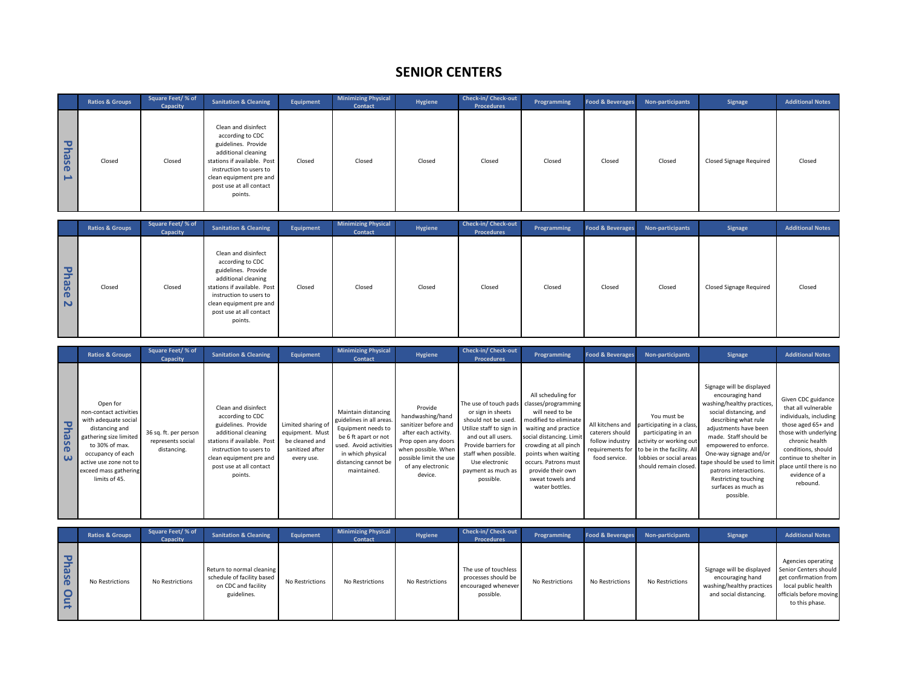# SENIOR CENTERS

| | Ratios & Groups | Square Feet/ % of Capacity | Sanitation & Cleaning | Equipment | Minimizing Physical Contact | Hygiene | Check-in/ Check-out Procedures | Programming | Food & Beverages | Non-participants | Signage | Additional Notes |
|---|---|---|---|---|---|---|---|---|---|---|---|---|
| Phase 1 | Closed | Closed | Clean and disinfect according to CDC guidelines. Provide additional cleaning stations if available. Post instruction to users to clean equipment pre and post use at all contact points. | Closed | Closed | Closed | Closed | Closed | Closed | Closed | Closed Signage Required | Closed |

| | Ratios & Groups | Square Feet/ % of Capacity | Sanitation & Cleaning | Equipment | Minimizing Physical Contact | Hygiene | Check-in/ Check-out Procedures | Programming | Food & Beverages | Non-participants | Signage | Additional Notes |
|---|---|---|---|---|---|---|---|---|---|---|---|---|
| Phase 2 | Closed | Closed | Clean and disinfect according to CDC guidelines. Provide additional cleaning stations if available. Post instruction to users to clean equipment pre and post use at all contact points. | Closed | Closed | Closed | Closed | Closed | Closed | Closed | Closed Signage Required | Closed |

| | Ratios & Groups | Square Feet/ % of Capacity | Sanitation & Cleaning | Equipment | Minimizing Physical Contact | Hygiene | Check-in/ Check-out Procedures | Programming | Food & Beverages | Non-participants | Signage | Additional Notes |
|---|---|---|---|---|---|---|---|---|---|---|---|---|
| Phase 3 | Open for non-contact activities with adequate social distancing and gathering size limited to 30% of max. occupancy of each active use zone not to exceed mass gathering limits of 45. | 36 sq. ft. per person represents social distancing. | Clean and disinfect according to CDC guidelines. Provide additional cleaning stations if available. Post instruction to users to clean equipment pre and post use at all contact points. | Limited sharing of equipment. Must be cleaned and sanitized after every use. | Maintain distancing guidelines in all areas. Equipment needs to be 6 ft apart or not used. Avoid activities in which physical distancing cannot be maintained. | Provide handwashing/hand sanitizer before and after each activity. Prop open any doors when possible. When possible limit the use of any electronic device. | The use of touch pads or sign in sheets should not be used. Utilize staff to sign in and out all users. Provide barriers for staff when possible. Use electronic payment as much as possible. | All scheduling for classes/programming will need to be modified to eliminate waiting and practice social distancing. Limit crowding at all pinch points when waiting occurs. Patrons must provide their own sweat towels and water bottles. | All kitchens and caterers should follow industry requirements for food service. | You must be participating in a class, participating in an activity or working out to be in the facility. All lobbies or social areas should remain closed. | Signage will be displayed encouraging hand washing/healthy practices, social distancing, and describing what rule adjustments have been made. Staff should be empowered to enforce. One-way signage and/or tape should be used to limit patrons interactions. Restricting touching surfaces as much as possible. | Given CDC guidance that all vulnerable individuals, including those aged 65+ and those with underlying chronic health conditions, should continue to shelter in place until there is no evidence of a rebound. |

| | Ratios & Groups | Square Feet/ % of Capacity | Sanitation & Cleaning | Equipment | Minimizing Physical Contact | Hygiene | Check-in/ Check-out Procedures | Programming | Food & Beverages | Non-participants | Signage | Additional Notes |
|---|---|---|---|---|---|---|---|---|---|---|---|---|
| Phase Out | No Restrictions | No Restrictions | Return to normal cleaning schedule of facility based on CDC and facility guidelines. | No Restrictions | No Restrictions | No Restrictions | The use of touchless processes should be encouraged whenever possible. | No Restrictions | No Restrictions | No Restrictions | Signage will be displayed encouraging hand washing/healthy practices and social distancing. | Agencies operating Senior Centers should get confirmation from local public health officials before moving to this phase. |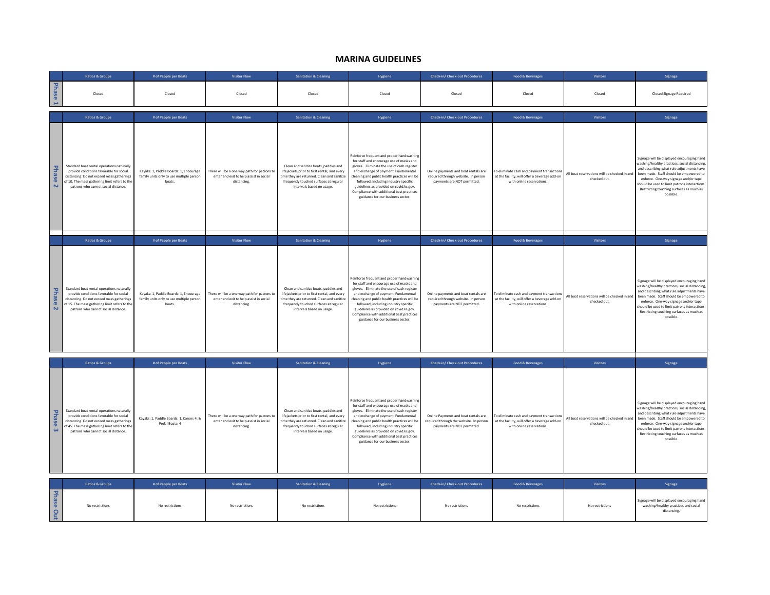# MARINA GUIDELINES

| | Ratios & Groups | # of People per Boats | Visitor Flow | Sanitation & Cleaning | Hygiene | Check-in/ Check-out Procedures | Food & Beverages | Visitors | Signage |
|---|---|---|---|---|---|---|---|---|---|
| Phase 1 | Closed | Closed | Closed | Closed | Closed | Closed | Closed | Closed | Closed Signage Required |

| | Ratios & Groups | # of People per Boats | Visitor Flow | Sanitation & Cleaning | Hygiene | Check-in/ Check-out Procedures | Food & Beverages | Visitors | Signage |
|---|---|---|---|---|---|---|---|---|---|
| Phase 2 | Standard boat rental operations naturally provide conditions favorable for social distancing. Do not exceed mass gatherings of 10. The mass gathering limit refers to the patrons who cannot social distance. | Kayaks: 1, Paddle Boards: 1, Encourage family units only to use multiple person boats. | There will be a one way path for patrons to enter and exit to help assist in social distancing. | Clean and sanitize boats, paddles and lifejackets prior to first rental, and every time they are returned. Clean and sanitize frequently touched surfaces at regular intervals based on usage. | Reinforce frequent and proper handwashing for staff and encourage use of masks and gloves. Eliminate the use of cash register and exchange of payment. Fundamental cleaning and public health practices will be followed, including industry specific guidelines as provided on covid.ks.gov. Compliance with additional best practices guidance for our business sector. | Online payments and boat rentals are required through website. In person payments are NOT permitted. | To eliminate cash and payment transactions at the facility, will offer a beverage add-on with online reservations. | All boat reservations will be checked in and checked out. | Signage will be displayed encouraging hand washing/healthy practices, social distancing, and describing what rule adjustments have been made. Staff should be empowered to enforce. One-way signage and/or tape should be used to limit patrons interactions. Restricting touching surfaces as much as possible. |

| | Ratios & Groups | # of People per Boats | Visitor Flow | Sanitation & Cleaning | Hygiene | Check-in/ Check-out Procedures | Food & Beverages | Visitors | Signage |
|---|---|---|---|---|---|---|---|---|---|
| Phase 2 | Standard boat rental operations naturally provide conditions favorable for social distancing. Do not exceed mass gatherings of 15. The mass gathering limit refers to the patrons who cannot social distance. | Kayaks: 1, Paddle Boards: 1, Encourage family units only to use multiple person boats. | There will be a one way path for patrons to enter and exit to help assist in social distancing. | Clean and sanitize boats, paddles and lifejackets prior to first rental, and every time they are returned. Clean and sanitize frequently touched surfaces at regular intervals based on usage. | Reinforce frequent and proper handwashing for staff and encourage use of masks and gloves. Eliminate the use of cash register and exchange of payment. Fundamental cleaning and public health practices will be followed, including industry specific guidelines as provided on covid.ks.gov. Compliance with additional best practices guidance for our business sector. | Online payments and boat rentals are required through website. In person payments are NOT permitted. | To eliminate cash and payment transactions at the facility, will offer a beverage add-on with online reservations. | All boat reservations will be checked in and checked out. | Signage will be displayed encouraging hand washing/healthy practices, social distancing, and describing what rule adjustments have been made. Staff should be empowered to enforce. One-way signage and/or tape should be used to limit patrons interactions. Restricting touching surfaces as much as possible. |

| | Ratios & Groups | # of People per Boats | Visitor Flow | Sanitation & Cleaning | Hygiene | Check-in/ Check-out Procedures | Food & Beverages | Visitors | Signage |
|---|---|---|---|---|---|---|---|---|---|
| Phase 3 | Standard boat rental operations naturally provide conditions favorable for social distancing. Do not exceed mass gatherings of 45. The mass gathering limit refers to the patrons who cannot social distance. | Kayaks: 1, Paddle Boards: 1, Canoe: 4, & Pedal Boats: 4 | There will be a one way path for patrons to enter and exit to help assist in social distancing. | Clean and sanitize boats, paddles and lifejackets prior to first rental, and every time they are returned. Clean and sanitize frequently touched surfaces at regular intervals based on usage. | Reinforce frequent and proper handwashing for staff and encourage use of masks and gloves. Eliminate the use of cash register and exchange of payment. Fundamental cleaning and public health practices will be followed, including industry specific guidelines as provided on covid.ks.gov. Compliance with additional best practices guidance for our business sector. | Online Payments and boat rentals are required through the website. In person payments are NOT permitted. | To eliminate cash and payment transactions at the facility, will offer a beverage add-on with online reservations. | All boat reservations will be checked in and checked out. | Signage will be displayed encouraging hand washing/healthy practices, social distancing, and describing what rule adjustments have been made. Staff should be empowered to enforce. One-way signage and/or tape should be used to limit patrons interactions. Restricting touching surfaces as much as possible. |

| | Ratios & Groups | # of People per Boats | Visitor Flow | Sanitation & Cleaning | Hygiene | Check-in/ Check-out Procedures | Food & Beverages | Visitors | Signage |
|---|---|---|---|---|---|---|---|---|---|
| Phase Out | No restrictions | No restrictions | No restrictions | No restrictions | No restrictions | No restrictions | No restrictions | No restrictions | Signage will be displayed encouraging hand washing/healthy practices and social distancing. |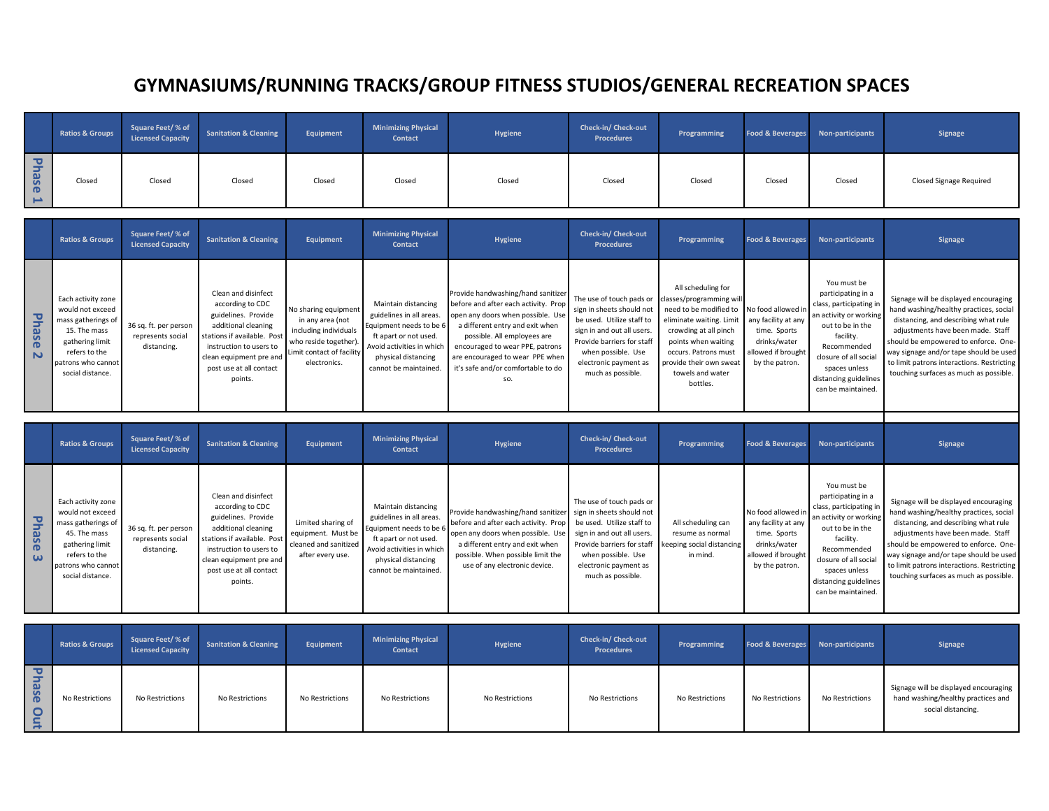# GYMNASIUMS/RUNNING TRACKS/GROUP FITNESS STUDIOS/GENERAL RECREATION SPACES

| | Ratios & Groups | Square Feet/ % of Licensed Capacity | Sanitation & Cleaning | Equipment | Minimizing Physical Contact | Hygiene | Check-in/ Check-out Procedures | Programming | Food & Beverages | Non-participants | Signage |
|---|---|---|---|---|---|---|---|---|---|---|---|
| Phase 1 | Closed | Closed | Closed | Closed | Closed | Closed | Closed | Closed | Closed | Closed | Closed Signage Required |

| | Ratios & Groups | Square Feet/ % of Licensed Capacity | Sanitation & Cleaning | Equipment | Minimizing Physical Contact | Hygiene | Check-in/ Check-out Procedures | Programming | Food & Beverages | Non-participants | Signage |
|---|---|---|---|---|---|---|---|---|---|---|---|
| Phase 2 | Each activity zone would not exceed mass gatherings of 15. The mass gathering limit refers to the patrons who cannot social distance. | 36 sq. ft. per person represents social distancing. | Clean and disinfect according to CDC guidelines. Provide additional cleaning stations if available. Post instruction to users to clean equipment pre and post use at all contact points. | No sharing equipment in any area (not including individuals who reside together). Limit contact of facility electronics. | Maintain distancing guidelines in all areas. Equipment needs to be 6 ft apart or not used. Avoid activities in which physical distancing cannot be maintained. | Provide handwashing/hand sanitizer before and after each activity. Prop open any doors when possible. Use a different entry and exit when possible. All employees are encouraged to wear PPE, patrons are encouraged to wear PPE when it's safe and/or comfortable to do so. | The use of touch pads or sign in sheets should not be used. Utilize staff to sign in and out all users. Provide barriers for staff when possible. Use electronic payment as much as possible. | All scheduling for classes/programming will need to be modified to eliminate waiting. Limit crowding at all pinch points when waiting occurs. Patrons must provide their own sweat towels and water bottles. | No food allowed in any facility at any time. Sports drinks/water allowed if brought by the patron. | You must be participating in a class, participating in an activity or working out to be in the facility. Recommended closure of all social spaces unless distancing guidelines can be maintained. | Signage will be displayed encouraging hand washing/healthy practices, social distancing, and describing what rule adjustments have been made. Staff should be empowered to enforce. One-way signage and/or tape should be used to limit patrons interactions. Restricting touching surfaces as much as possible. |

| | Ratios & Groups | Square Feet/ % of Licensed Capacity | Sanitation & Cleaning | Equipment | Minimizing Physical Contact | Hygiene | Check-in/ Check-out Procedures | Programming | Food & Beverages | Non-participants | Signage |
|---|---|---|---|---|---|---|---|---|---|---|---|
| Phase 3 | Each activity zone would not exceed mass gatherings of 45. The mass gathering limit refers to the patrons who cannot social distance. | 36 sq. ft. per person represents social distancing. | Clean and disinfect according to CDC guidelines. Provide additional cleaning stations if available. Post instruction to users to clean equipment pre and post use at all contact points. | Limited sharing of equipment. Must be cleaned and sanitized after every use. | Maintain distancing guidelines in all areas. Equipment needs to be 6 ft apart or not used. Avoid activities in which physical distancing cannot be maintained. | Provide handwashing/hand sanitizer before and after each activity. Prop open any doors when possible. Use a different entry and exit when possible. When possible limit the use of any electronic device. | The use of touch pads or sign in sheets should not be used. Utilize staff to sign in and out all users. Provide barriers for staff when possible. Use electronic payment as much as possible. | All scheduling can resume as normal keeping social distancing in mind. | No food allowed in any facility at any time. Sports drinks/water allowed if brought by the patron. | You must be participating in a class, participating in an activity or working out to be in the facility. Recommended closure of all social spaces unless distancing guidelines can be maintained. | Signage will be displayed encouraging hand washing/healthy practices, social distancing, and describing what rule adjustments have been made. Staff should be empowered to enforce. One-way signage and/or tape should be used to limit patrons interactions. Restricting touching surfaces as much as possible. |

| | Ratios & Groups | Square Feet/ % of Licensed Capacity | Sanitation & Cleaning | Equipment | Minimizing Physical Contact | Hygiene | Check-in/ Check-out Procedures | Programming | Food & Beverages | Non-participants | Signage |
|---|---|---|---|---|---|---|---|---|---|---|---|
| Phase Out | No Restrictions | No Restrictions | No Restrictions | No Restrictions | No Restrictions | No Restrictions | No Restrictions | No Restrictions | No Restrictions | No Restrictions | Signage will be displayed encouraging hand washing/healthy practices and social distancing. |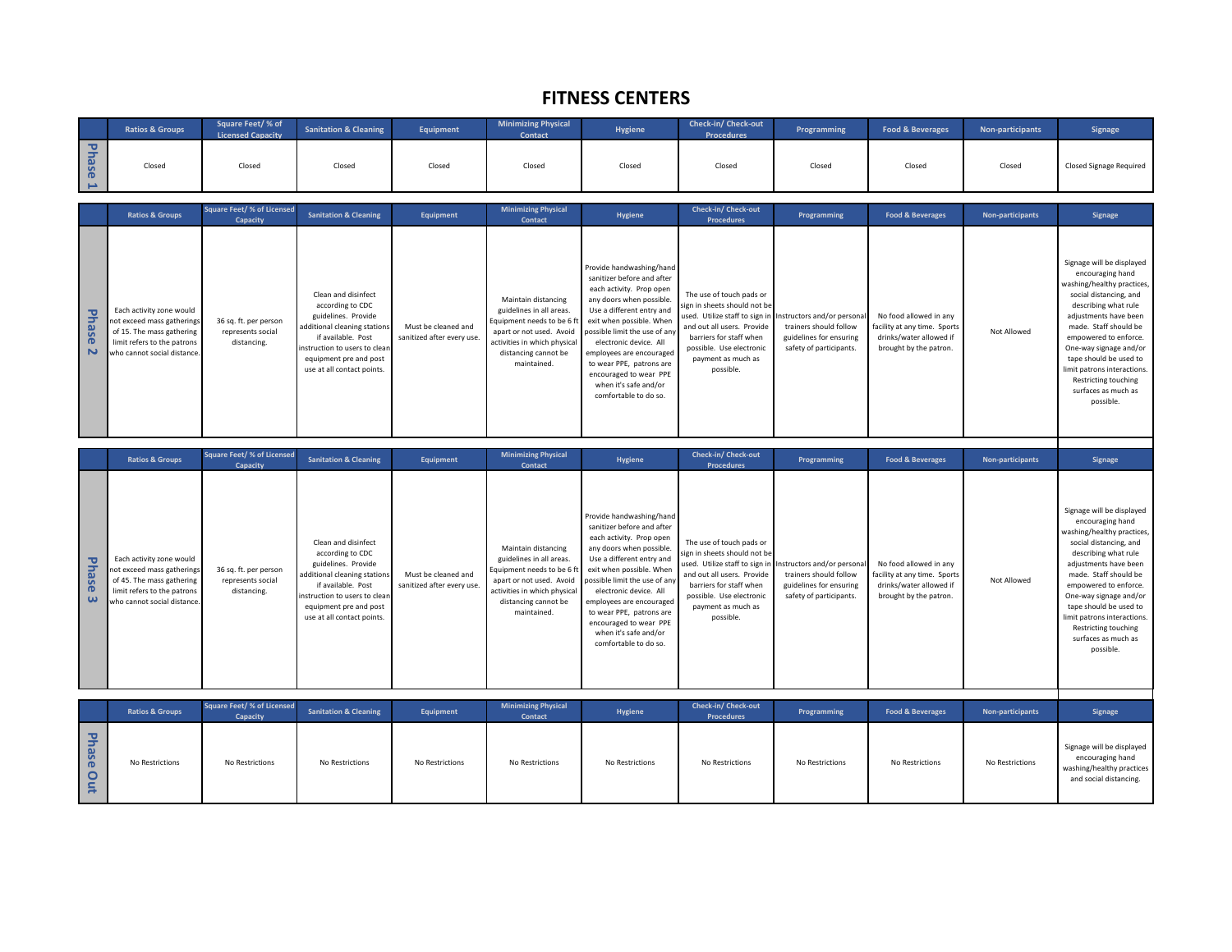# FITNESS CENTERS

| | Ratios & Groups | Square Feet/ % of Licensed Capacity | Sanitation & Cleaning | Equipment | Minimizing Physical Contact | Hygiene | Check-in/ Check-out Procedures | Programming | Food & Beverages | Non-participants | Signage |
|---|---|---|---|---|---|---|---|---|---|---|---|
| Phase 1 | Closed | Closed | Closed | Closed | Closed | Closed | Closed | Closed | Closed | Closed | Closed Signage Required |

| | Ratios & Groups | Square Feet/ % of Licensed Capacity | Sanitation & Cleaning | Equipment | Minimizing Physical Contact | Hygiene | Check-in/ Check-out Procedures | Programming | Food & Beverages | Non-participants | Signage |
|---|---|---|---|---|---|---|---|---|---|---|---|
| Phase 2 | Each activity zone would not exceed mass gatherings of 15. The mass gathering limit refers to the patrons who cannot social distance. | 36 sq. ft. per person represents social distancing. | Clean and disinfect according to CDC guidelines. Provide additional cleaning stations if available. Post instruction to users to clean equipment pre and post use at all contact points. | Must be cleaned and sanitized after every use. | Maintain distancing guidelines in all areas. Equipment needs to be 6 ft apart or not used. Avoid activities in which physical distancing cannot be maintained. | Provide handwashing/hand sanitizer before and after each activity. Prop open any doors when possible. Use a different entry and exit when possible. When possible limit the use of any electronic device. All employees are encouraged to wear PPE, patrons are encouraged to wear PPE when it's safe and/or comfortable to do so. | The use of touch pads or sign in sheets should not be used. Utilize staff to sign in and out all users. Provide barriers for staff when possible. Use electronic payment as much as possible. | Instructors and/or personal trainers should follow guidelines for ensuring safety of participants. | No food allowed in any facility at any time. Sports drinks/water allowed if brought by the patron. | Not Allowed | Signage will be displayed encouraging hand washing/healthy practices, social distancing, and describing what rule adjustments have been made. Staff should be empowered to enforce. One-way signage and/or tape should be used to limit patrons interactions. Restricting touching surfaces as much as possible. |

| | Ratios & Groups | Square Feet/ % of Licensed Capacity | Sanitation & Cleaning | Equipment | Minimizing Physical Contact | Hygiene | Check-in/ Check-out Procedures | Programming | Food & Beverages | Non-participants | Signage |
|---|---|---|---|---|---|---|---|---|---|---|---|
| Phase 3 | Each activity zone would not exceed mass gatherings of 45. The mass gathering limit refers to the patrons who cannot social distance. | 36 sq. ft. per person represents social distancing. | Clean and disinfect according to CDC guidelines. Provide additional cleaning stations if available. Post instruction to users to clean equipment pre and post use at all contact points. | Must be cleaned and sanitized after every use. | Maintain distancing guidelines in all areas. Equipment needs to be 6 ft apart or not used. Avoid activities in which physical distancing cannot be maintained. | Provide handwashing/hand sanitizer before and after each activity. Prop open any doors when possible. Use a different entry and exit when possible. When possible limit the use of any electronic device. All employees are encouraged to wear PPE, patrons are encouraged to wear PPE when it's safe and/or comfortable to do so. | The use of touch pads or sign in sheets should not be used. Utilize staff to sign in and out all users. Provide barriers for staff when possible. Use electronic payment as much as possible. | Instructors and/or personal trainers should follow guidelines for ensuring safety of participants. | No food allowed in any facility at any time. Sports drinks/water allowed if brought by the patron. | Not Allowed | Signage will be displayed encouraging hand washing/healthy practices, social distancing, and describing what rule adjustments have been made. Staff should be empowered to enforce. One-way signage and/or tape should be used to limit patrons interactions. Restricting touching surfaces as much as possible. |

| | Ratios & Groups | Square Feet/ % of Licensed Capacity | Sanitation & Cleaning | Equipment | Minimizing Physical Contact | Hygiene | Check-in/ Check-out Procedures | Programming | Food & Beverages | Non-participants | Signage |
|---|---|---|---|---|---|---|---|---|---|---|---|
| Phase Out | No Restrictions | No Restrictions | No Restrictions | No Restrictions | No Restrictions | No Restrictions | No Restrictions | No Restrictions | No Restrictions | No Restrictions | Signage will be displayed encouraging hand washing/healthy practices and social distancing. |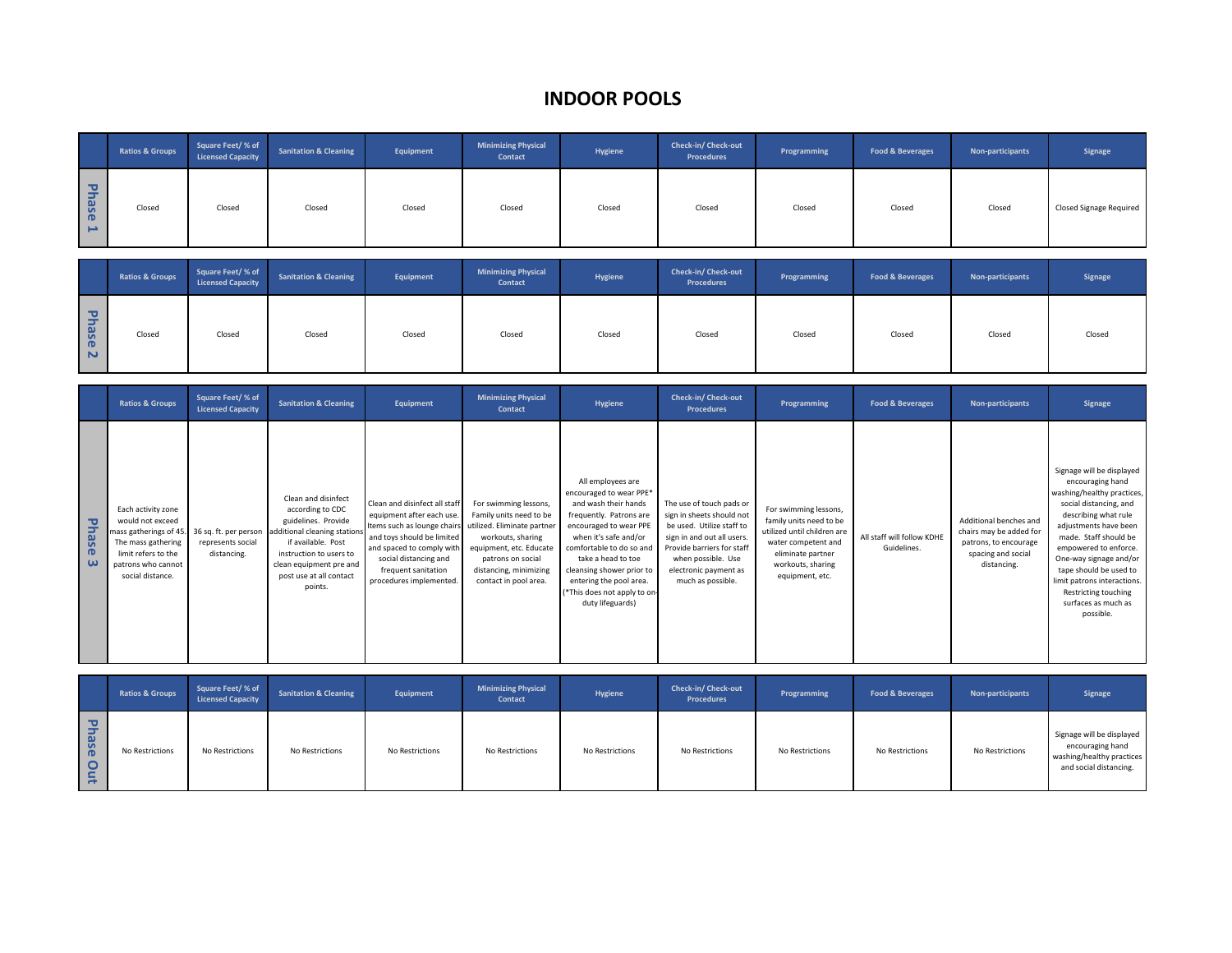# INDOOR POOLS

| | Ratios & Groups | Square Feet/ % of Licensed Capacity | Sanitation & Cleaning | Equipment | Minimizing Physical Contact | Hygiene | Check-in/ Check-out Procedures | Programming | Food & Beverages | Non-participants | Signage |
|---|---|---|---|---|---|---|---|---|---|---|---|
| Phase 1 | Closed | Closed | Closed | Closed | Closed | Closed | Closed | Closed | Closed | Closed | Closed Signage Required |

| | Ratios & Groups | Square Feet/ % of Licensed Capacity | Sanitation & Cleaning | Equipment | Minimizing Physical Contact | Hygiene | Check-in/ Check-out Procedures | Programming | Food & Beverages | Non-participants | Signage |
|---|---|---|---|---|---|---|---|---|---|---|---|
| Phase 2 | Closed | Closed | Closed | Closed | Closed | Closed | Closed | Closed | Closed | Closed | Closed |

| | Ratios & Groups | Square Feet/ % of Licensed Capacity | Sanitation & Cleaning | Equipment | Minimizing Physical Contact | Hygiene | Check-in/ Check-out Procedures | Programming | Food & Beverages | Non-participants | Signage |
|---|---|---|---|---|---|---|---|---|---|---|---|
| Phase 3 | Each activity zone would not exceed mass gatherings of 45. The mass gathering limit refers to the patrons who cannot social distance. | 36 sq. ft. per person represents social distancing. | Clean and disinfect according to CDC guidelines. Provide additional cleaning stations if available. Post instruction to users to clean equipment pre and post use at all contact points. | Clean and disinfect all staff equipment after each use. Items such as lounge chairs and toys should be limited and spaced to comply with social distancing and frequent sanitation procedures implemented. | For swimming lessons, Family units need to be utilized. Eliminate partner workouts, sharing equipment, etc. Educate patrons on social distancing, minimizing contact in pool area. | All employees are encouraged to wear PPE* and wash their hands frequently. Patrons are encouraged to wear PPE when it's safe and/or comfortable to do so and take a head to toe cleansing shower prior to entering the pool area. (*This does not apply to on-duty lifeguards) | The use of touch pads or sign in sheets should not be used. Utilize staff to sign in and out all users. Provide barriers for staff when possible. Use electronic payment as much as possible. | For swimming lessons, family units need to be utilized until children are water competent and eliminate partner workouts, sharing equipment, etc. | All staff will follow KDHE Guidelines. | Additional benches and chairs may be added for patrons, to encourage spacing and social distancing. | Signage will be displayed encouraging hand washing/healthy practices, social distancing, and describing what rule adjustments have been made. Staff should be empowered to enforce. One-way signage and/or tape should be used to limit patrons interactions. Restricting touching surfaces as much as possible. |

| | Ratios & Groups | Square Feet/ % of Licensed Capacity | Sanitation & Cleaning | Equipment | Minimizing Physical Contact | Hygiene | Check-in/ Check-out Procedures | Programming | Food & Beverages | Non-participants | Signage |
|---|---|---|---|---|---|---|---|---|---|---|---|
| Phase Out | No Restrictions | No Restrictions | No Restrictions | No Restrictions | No Restrictions | No Restrictions | No Restrictions | No Restrictions | No Restrictions | No Restrictions | Signage will be displayed encouraging hand washing/healthy practices and social distancing. |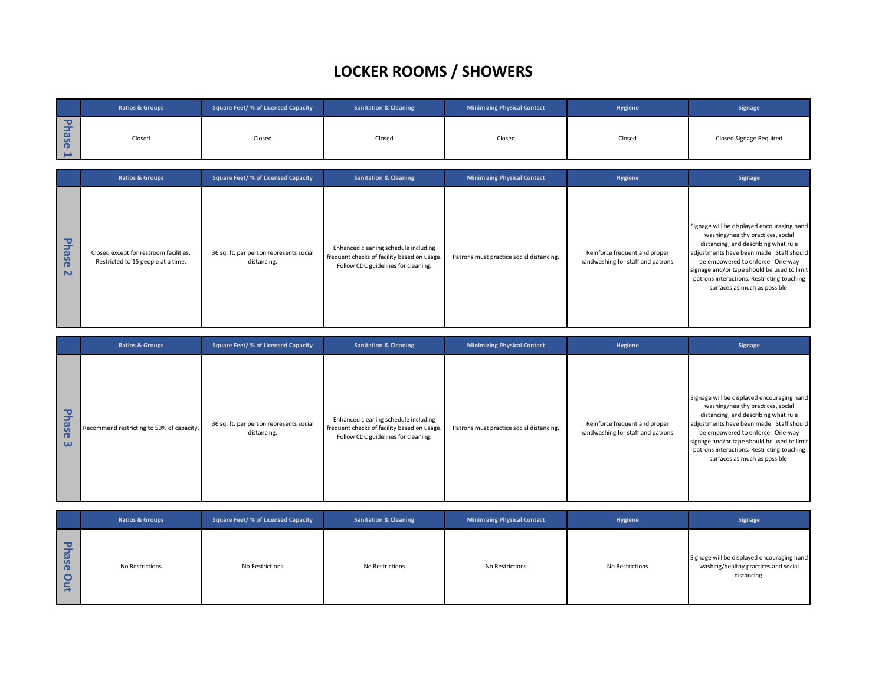# LOCKER ROOMS / SHOWERS

| | Ratios & Groups | Square Feet/ % of Licensed Capacity | Sanitation & Cleaning | Minimizing Physical Contact | Hygiene | Signage |
|---|---|---|---|---|---|---|
| Phase 1 | Closed | Closed | Closed | Closed | Closed | Closed Signage Required |

| | Ratios & Groups | Square Feet/ % of Licensed Capacity | Sanitation & Cleaning | Minimizing Physical Contact | Hygiene | Signage |
|---|---|---|---|---|---|---|
| Phase 2 | Closed except for restroom facilities. Restricted to 15 people at a time. | 36 sq. ft. per person represents social distancing. | Enhanced cleaning schedule including frequent checks of facility based on usage. Follow CDC guidelines for cleaning. | Patrons must practice social distancing. | Reinforce frequent and proper handwashing for staff and patrons. | Signage will be displayed encouraging hand washing/healthy practices, social distancing, and describing what rule adjustments have been made. Staff should be empowered to enforce. One-way signage and/or tape should be used to limit patrons interactions. Restricting touching surfaces as much as possible. |

| | Ratios & Groups | Square Feet/ % of Licensed Capacity | Sanitation & Cleaning | Minimizing Physical Contact | Hygiene | Signage |
|---|---|---|---|---|---|---|
| Phase 3 | Recommend restricting to 50% of capacity. | 36 sq. ft. per person represents social distancing. | Enhanced cleaning schedule including frequent checks of facility based on usage. Follow CDC guidelines for cleaning. | Patrons must practice social distancing. | Reinforce frequent and proper handwashing for staff and patrons. | Signage will be displayed encouraging hand washing/healthy practices, social distancing, and describing what rule adjustments have been made. Staff should be empowered to enforce. One-way signage and/or tape should be used to limit patrons interactions. Restricting touching surfaces as much as possible. |

| | Ratios & Groups | Square Feet/ % of Licensed Capacity | Sanitation & Cleaning | Minimizing Physical Contact | Hygiene | Signage |
|---|---|---|---|---|---|---|
| Phase Out | No Restrictions | No Restrictions | No Restrictions | No Restrictions | No Restrictions | Signage will be displayed encouraging hand washing/healthy practices and social distancing. |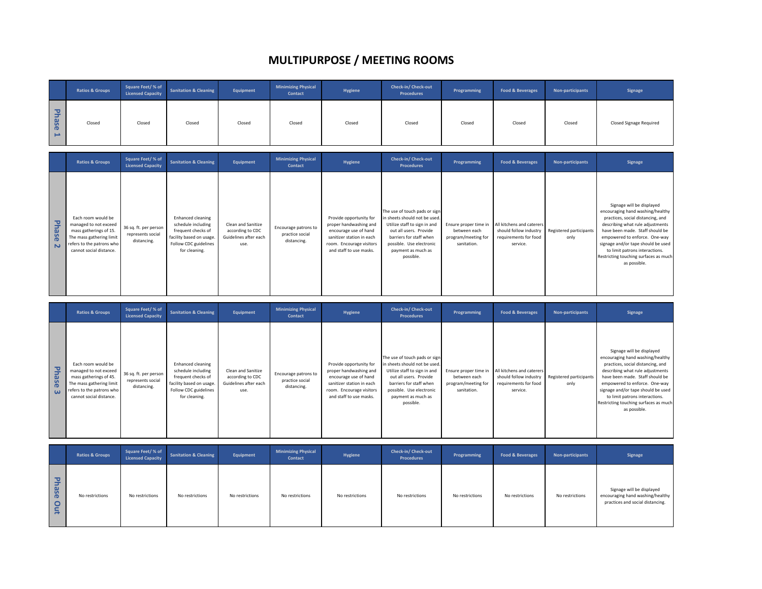# MULTIPURPOSE / MEETING ROOMS

| | Ratios & Groups | Square Feet/ % of Licensed Capacity | Sanitation & Cleaning | Equipment | Minimizing Physical Contact | Hygiene | Check-in/ Check-out Procedures | Programming | Food & Beverages | Non-participants | Signage |
|---|---|---|---|---|---|---|---|---|---|---|---|
| Phase 1 | Closed | Closed | Closed | Closed | Closed | Closed | Closed | Closed | Closed | Closed | Closed Signage Required |

| | Ratios & Groups | Square Feet/ % of Licensed Capacity | Sanitation & Cleaning | Equipment | Minimizing Physical Contact | Hygiene | Check-in/ Check-out Procedures | Programming | Food & Beverages | Non-participants | Signage |
|---|---|---|---|---|---|---|---|---|---|---|---|
| Phase 2 | Each room would be managed to not exceed mass gatherings of 15. The mass gathering limit refers to the patrons who cannot social distance. | 36 sq. ft. per person represents social distancing. | Enhanced cleaning schedule including frequent checks of facility based on usage. Follow CDC guidelines for cleaning. | Clean and Sanitize according to CDC Guidelines after each use. | Encourage patrons to practice social distancing. | Provide opportunity for proper handwashing and encourage use of hand sanitizer station in each room. Encourage visitors and staff to use masks. | The use of touch pads or sign in sheets should not be used. Utilize staff to sign in and out all users. Provide barriers for staff when possible. Use electronic payment as much as possible. | Ensure proper time in between each program/meeting for sanitation. | All kitchens and caterers should follow industry requirements for food service. | Registered participants only | Signage will be displayed encouraging hand washing/healthy practices, social distancing, and describing what rule adjustments have been made. Staff should be empowered to enforce. One-way signage and/or tape should be used to limit patrons interactions. Restricting touching surfaces as much as possible. |

| | Ratios & Groups | Square Feet/ % of Licensed Capacity | Sanitation & Cleaning | Equipment | Minimizing Physical Contact | Hygiene | Check-in/ Check-out Procedures | Programming | Food & Beverages | Non-participants | Signage |
|---|---|---|---|---|---|---|---|---|---|---|---|
| Phase 3 | Each room would be managed to not exceed mass gatherings of 45. The mass gathering limit refers to the patrons who cannot social distance. | 36 sq. ft. per person represents social distancing. | Enhanced cleaning schedule including frequent checks of facility based on usage. Follow CDC guidelines for cleaning. | Clean and Sanitize according to CDC Guidelines after each use. | Encourage patrons to practice social distancing. | Provide opportunity for proper handwashing and encourage use of hand sanitizer station in each room. Encourage visitors and staff to use masks. | The use of touch pads or sign in sheets should not be used. Utilize staff to sign in and out all users. Provide barriers for staff when possible. Use electronic payment as much as possible. | Ensure proper time in between each program/meeting for sanitation. | All kitchens and caterers should follow industry requirements for food service. | Registered participants only | Signage will be displayed encouraging hand washing/healthy practices, social distancing, and describing what rule adjustments have been made. Staff should be empowered to enforce. One-way signage and/or tape should be used to limit patrons interactions. Restricting touching surfaces as much as possible. |

| | Ratios & Groups | Square Feet/ % of Licensed Capacity | Sanitation & Cleaning | Equipment | Minimizing Physical Contact | Hygiene | Check-in/ Check-out Procedures | Programming | Food & Beverages | Non-participants | Signage |
|---|---|---|---|---|---|---|---|---|---|---|---|
| Phase Out | No restrictions | No restrictions | No restrictions | No restrictions | No restrictions | No restrictions | No restrictions | No restrictions | No restrictions | No restrictions | Signage will be displayed encouraging hand washing/healthy practices and social distancing. |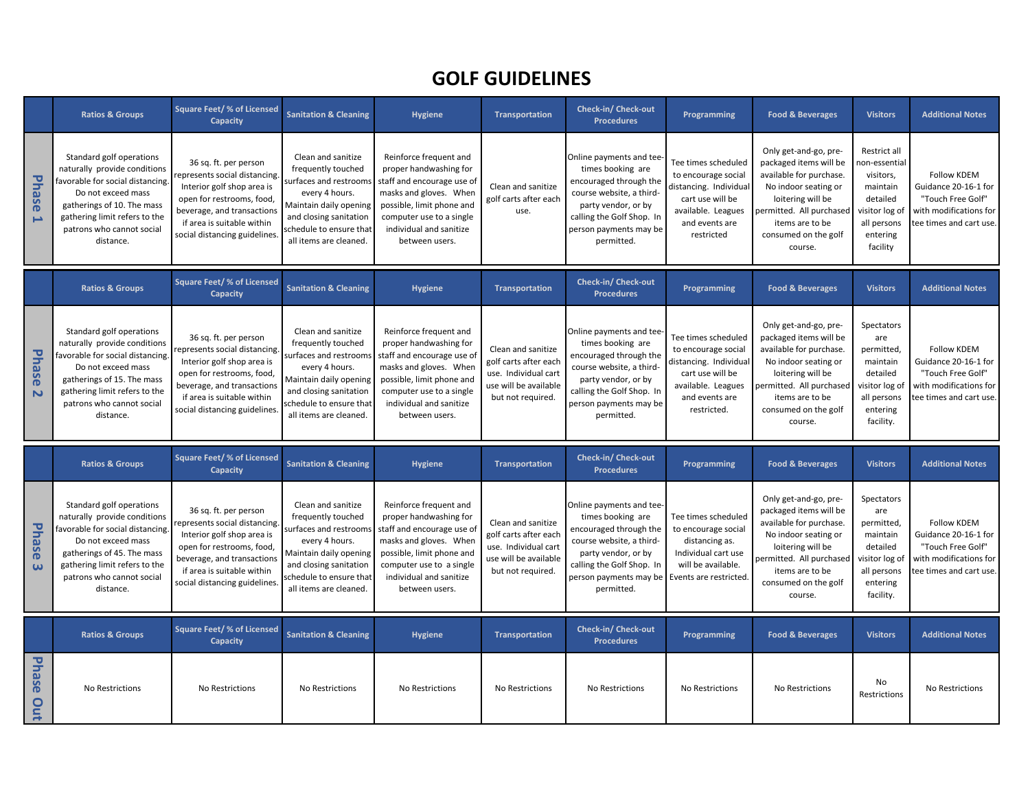# GOLF GUIDELINES

| | Ratios & Groups | Square Feet/ % of Licensed Capacity | Sanitation & Cleaning | Hygiene | Transportation | Check-in/ Check-out Procedures | Programming | Food & Beverages | Visitors | Additional Notes |
|---|---|---|---|---|---|---|---|---|---|---|
| Phase 1 | Standard golf operations naturally provide conditions favorable for social distancing. Do not exceed mass gatherings of 10. The mass gathering limit refers to the patrons who cannot social distance. | 36 sq. ft. per person represents social distancing. Interior golf shop area is open for restrooms, food, beverage, and transactions if area is suitable within social distancing guidelines. | Clean and sanitize frequently touched surfaces and restrooms every 4 hours. Maintain daily opening and closing sanitation schedule to ensure that all items are cleaned. | Reinforce frequent and proper handwashing for staff and encourage use of masks and gloves. When possible, limit phone and computer use to a single individual and sanitize between users. | Clean and sanitize golf carts after each use. | Online payments and tee-times booking are encouraged through the course website, a third-party vendor, or by calling the Golf Shop. In person payments may be permitted. | Tee times scheduled to encourage social distancing. Individual cart use will be available. Leagues and events are restricted | Only get-and-go, pre-packaged items will be available for purchase. No indoor seating or loitering will be permitted. All purchased items are to be consumed on the golf course. | Restrict all non-essential visitors, maintain detailed visitor log of all persons entering facility | Follow KDEM Guidance 20-16-1 for "Touch Free Golf" with modifications for tee times and cart use. |

| | Ratios & Groups | Square Feet/ % of Licensed Capacity | Sanitation & Cleaning | Hygiene | Transportation | Check-in/ Check-out Procedures | Programming | Food & Beverages | Visitors | Additional Notes |
|---|---|---|---|---|---|---|---|---|---|---|
| Phase 2 | Standard golf operations naturally provide conditions favorable for social distancing. Do not exceed mass gatherings of 15. The mass gathering limit refers to the patrons who cannot social distance. | 36 sq. ft. per person represents social distancing. Interior golf shop area is open for restrooms, food, beverage, and transactions if area is suitable within social distancing guidelines. | Clean and sanitize frequently touched surfaces and restrooms every 4 hours. Maintain daily opening and closing sanitation schedule to ensure that all items are cleaned. | Reinforce frequent and proper handwashing for staff and encourage use of masks and gloves. When possible, limit phone and computer use to a single individual and sanitize between users. | Clean and sanitize golf carts after each use. Individual cart use will be available but not required. | Online payments and tee-times booking are encouraged through the course website, a third-party vendor, or by calling the Golf Shop. In person payments may be permitted. | Tee times scheduled to encourage social distancing. Individual cart use will be available. Leagues and events are restricted. | Only get-and-go, pre-packaged items will be available for purchase. No indoor seating or loitering will be permitted. All purchased items are to be consumed on the golf course. | Spectators are permitted, maintain detailed visitor log of all persons entering facility. | Follow KDEM Guidance 20-16-1 for "Touch Free Golf" with modifications for tee times and cart use. |

| | Ratios & Groups | Square Feet/ % of Licensed Capacity | Sanitation & Cleaning | Hygiene | Transportation | Check-in/ Check-out Procedures | Programming | Food & Beverages | Visitors | Additional Notes |
|---|---|---|---|---|---|---|---|---|---|---|
| Phase 3 | Standard golf operations naturally provide conditions favorable for social distancing. Do not exceed mass gatherings of 45. The mass gathering limit refers to the patrons who cannot social distance. | 36 sq. ft. per person represents social distancing. Interior golf shop area is open for restrooms, food, beverage, and transactions if area is suitable within social distancing guidelines. | Clean and sanitize frequently touched surfaces and restrooms every 4 hours. Maintain daily opening and closing sanitation schedule to ensure that all items are cleaned. | Reinforce frequent and proper handwashing for staff and encourage use of masks and gloves. When possible, limit phone and computer use to a single individual and sanitize between users. | Clean and sanitize golf carts after each use. Individual cart use will be available but not required. | Online payments and tee-times booking are encouraged through the course website, a third-party vendor, or by calling the Golf Shop. In person payments may be permitted. | Tee times scheduled to encourage social distancing as. Individual cart use will be available. Events are restricted. | Only get-and-go, pre-packaged items will be available for purchase. No indoor seating or loitering will be permitted. All purchased items are to be consumed on the golf course. | Spectators are permitted, maintain detailed visitor log of all persons entering facility. | Follow KDEM Guidance 20-16-1 for "Touch Free Golf" with modifications for tee times and cart use. |

| | Ratios & Groups | Square Feet/ % of Licensed Capacity | Sanitation & Cleaning | Hygiene | Transportation | Check-in/ Check-out Procedures | Programming | Food & Beverages | Visitors | Additional Notes |
|---|---|---|---|---|---|---|---|---|---|---|
| Phase Out | No Restrictions | No Restrictions | No Restrictions | No Restrictions | No Restrictions | No Restrictions | No Restrictions | No Restrictions | No Restrictions | No Restrictions |